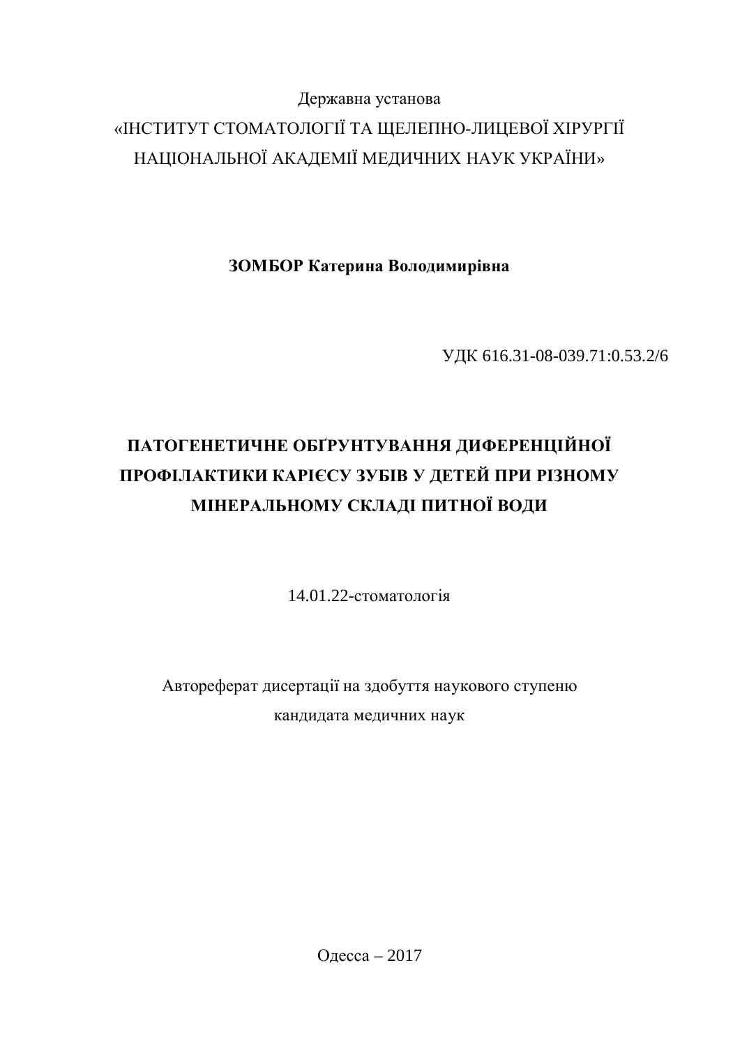Державна установа

«ІНСТИТУТ СТОМАТОЛОГІЇ ТА ЩЕЛЕПНО-ЛИЦЕВОЇ ХІРУРГІЇ НАЦІОНАЛЬНОЇ АКАДЕМІЇ МЕДИЧНИХ НАУК УКРАЇНИ»

**ЗОМБОР Катерина Володимирівна**

УДК 616.31-08-039.71:0.53.2/6

# ПАТОГЕНЕТИЧНЕ ОБҐРУНТУВАННЯ ДИФЕРЕНЦІЙНОЇ ПРОФІЛАКТИКИ КАРІЄСУ ЗУБІВ У ДЕТЕЙ ПРИ РІЗНОМУ МІНЕРАЛЬНОМУ СКЛАДІ ПИТНОЇ ВОДИ

14.01.22-стоматологія

Автореферат дисертації на здобуття наукового ступеню кандидата медичних наук

Одесса – 2017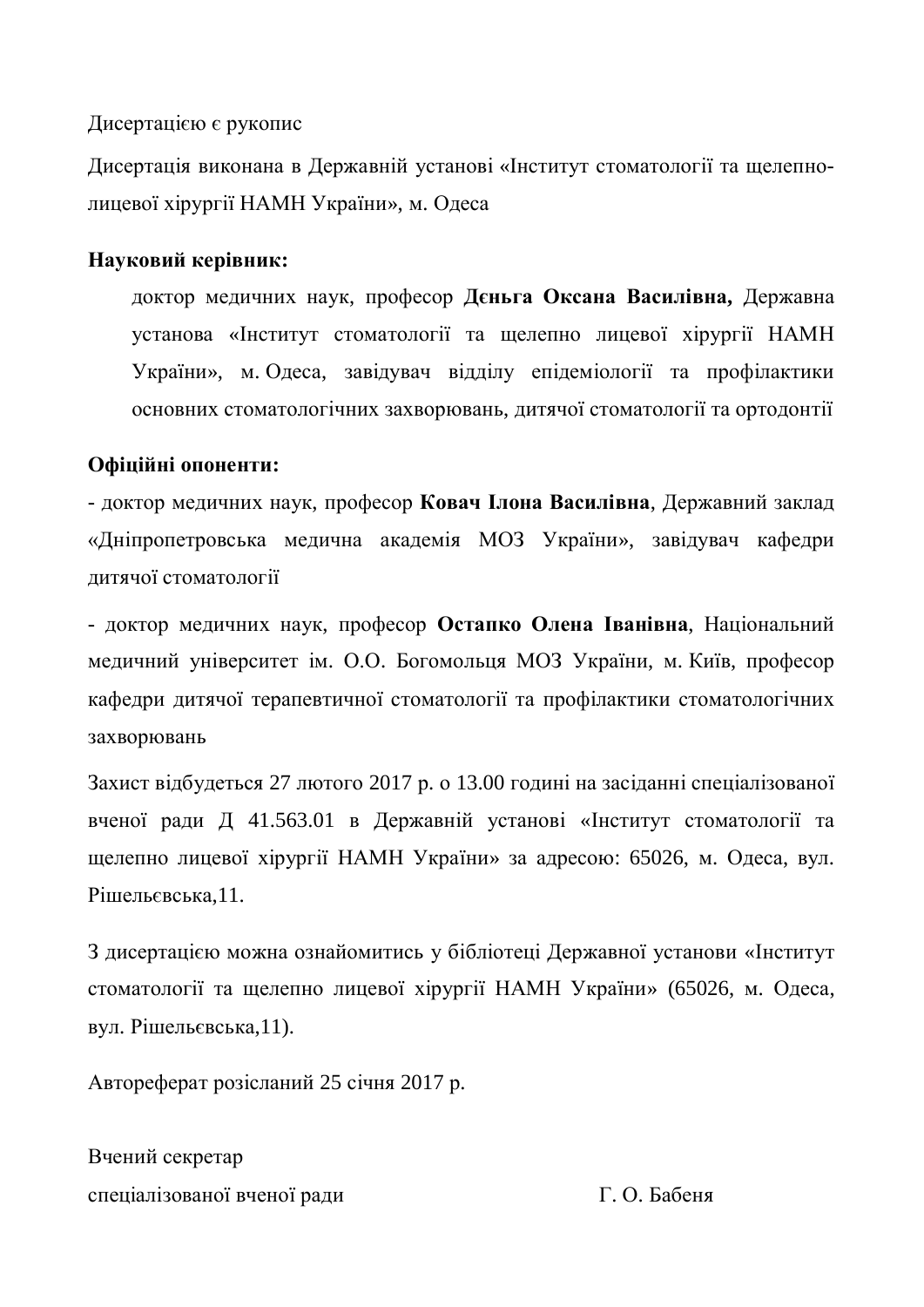Дисертацією є рукопис

Дисертація виконана в Державній установі «Інститут стоматології та щелепно-лицевої хірургії НАМН України», м. Одеса

**Науковий керівник:**

доктор медичних наук, професор **Дєньга Оксана Василівна,** Державна установа «Інститут стоматології та щелепно лицевої хірургії НАМН України», м. Одеса, завідувач відділу епідеміології та профілактики основних стоматологічних захворювань, дитячої стоматології та ортодонтії

**Офіційні опоненти:**

- доктор медичних наук, професор **Ковач Ілона Василівна**, Державний заклад «Дніпропетровська медична академія МОЗ України», завідувач кафедри дитячої стоматології

- доктор медичних наук, професор **Остапко Олена Іванівна**, Національний медичний університет ім. О.О. Богомольця МОЗ України, м. Київ, професор кафедри дитячої терапевтичної стоматології та профілактики стоматологічних захворювань

Захист відбудеться 27 лютого 2017 р. о 13.00 годині на засіданні спеціалізованої вченої ради Д 41.563.01 в Державній установі «Інститут стоматології та щелепно лицевої хірургії НАМН України» за адресою: 65026, м. Одеса, вул. Рішельєвська,11.

З дисертацією можна ознайомитись у бібліотеці Державної установи «Інститут стоматології та щелепно лицевої хірургії НАМН України» (65026, м. Одеса, вул. Рішельєвська,11).

Автореферат розісланий 25 січня 2017 р.

Вчений секретар
спеціалізованої вченої ради Г. О. Бабеня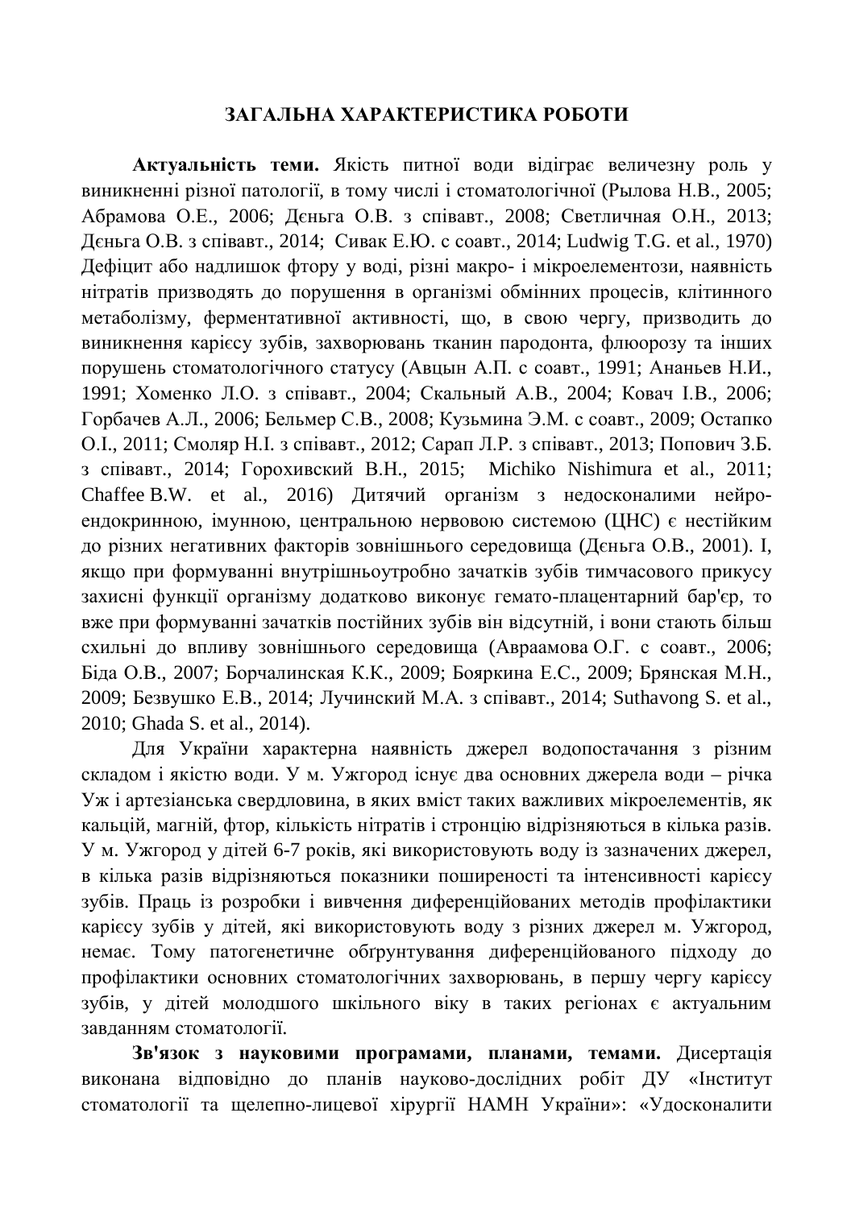## ЗАГАЛЬНА ХАРАКТЕРИСТИКА РОБОТИ

**Актуальність теми.** Якість питної води відіграє величезну роль у виникненні різної патології, в тому числі і стоматологічної (Рылова Н.В., 2005; Абрамова О.Е., 2006; Дєньга О.В. з співавт., 2008; Светличная О.Н., 2013; Дєньга О.В. з співавт., 2014; Сивак Е.Ю. с соавт., 2014; Ludwig T.G. et al., 1970) Дефіцит або надлишок фтору у воді, різні макро- і мікроелементози, наявність нітратів призводять до порушення в організмі обмінних процесів, клітинного метаболізму, ферментативної активності, що, в свою чергу, призводить до виникнення карієсу зубів, захворювань тканин пародонта, флюорозу та інших порушень стоматологічного статусу (Авцын А.П. с соавт., 1991; Ананьев Н.И., 1991; Хоменко Л.О. з співавт., 2004; Скальный А.В., 2004; Ковач І.В., 2006; Горбачев А.Л., 2006; Бельмер С.В., 2008; Кузьмина Э.М. с соавт., 2009; Остапко О.І., 2011; Смоляр Н.І. з співавт., 2012; Сарап Л.Р. з співавт., 2013; Попович З.Б. з співавт., 2014; Гороxивский В.Н., 2015; Michiko Nishimura et al., 2011; Chaffee B.W. et al., 2016) Дитячий організм з недосконалими нейро-ендокринною, імунною, центральною нервовою системою (ЦНС) є нестійким до різних негативних факторів зовнішнього середовища (Дєньга О.В., 2001). І, якщо при формуванні внутрішньоутробно зачатків зубів тимчасового прикусу захисні функції організму додатково виконує гемато-плацентарний бар'єр, то вже при формуванні зачатків постійних зубів він відсутній, і вони стають більш схильні до впливу зовнішнього середовища (Авраамова О.Г. с соавт., 2006; Біда О.В., 2007; Борчалинская К.К., 2009; Бояркина Е.С., 2009; Брянская М.Н., 2009; Безвушко Е.В., 2014; Лучинский М.А. з співавт., 2014; Suthavong S. et al., 2010; Ghada S. et al., 2014).

Для України характерна наявність джерел водопостачання з різним складом і якістю води. У м. Ужгород існує два основних джерела води – річка Уж і артезіанська свердловина, в яких вміст таких важливих мікроелементів, як кальцій, магній, фтор, кількість нітратів і стронцію відрізняються в кілька разів. У м. Ужгород у дітей 6-7 років, які використовують воду із зазначених джерел, в кілька разів відрізняються показники поширеності та інтенсивності карієсу зубів. Праць із розробки і вивчення диференційованих методів профілактики карієсу зубів у дітей, які використовують воду з різних джерел м. Ужгород, немає. Тому патогенетичне обґрунтування диференційованого підходу до профілактики основних стоматологічних захворювань, в першу чергу карієсу зубів, у дітей молодшого шкільного віку в таких регіонах є актуальним завданням стоматології.

**Зв'язок з науковими програмами, планами, темами.** Дисертація виконана відповідно до планів науково-дослідних робіт ДУ «Інститут стоматології та щелепно-лицевої хірургії НАМН України»: «Удосконалити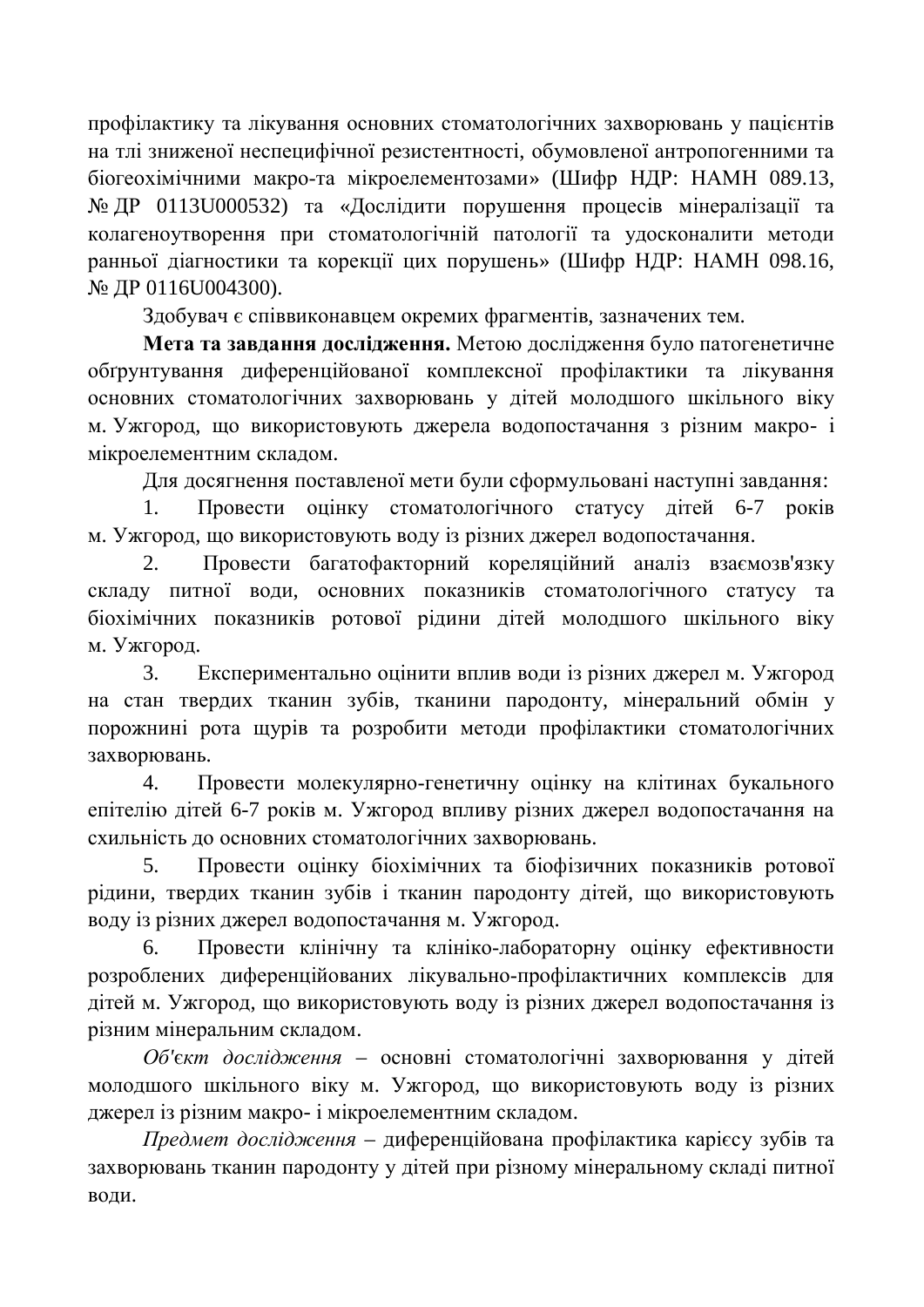профілактику та лікування основних стоматологічних захворювань у пацієнтів на тлі зниженої неспецифічної резистентності, обумовленої антропогенними та біогеохімічними макро-та мікроелементозами» (Шифр НДР: НАМН 089.13, № ДР 0113U000532) та «Дослідити порушення процесів мінералізації та колагеноутворення при стоматологічній патології та удосконалити методи ранньої діагностики та корекції цих порушень» (Шифр НДР: НАМН 098.16, № ДР 0116U004300).

Здобувач є співвиконавцем окремих фрагментів, зазначених тем.

**Мета та завдання дослідження.** Метою дослідження було патогенетичне обґрунтування диференційованої комплексної профілактики та лікування основних стоматологічних захворювань у дітей молодшого шкільного віку м. Ужгород, що використовують джерела водопостачання з різним макро- і мікроелементним складом.

Для досягнення поставленої мети були сформульовані наступні завдання:

1. Провести оцінку стоматологічного статусу дітей 6-7 років м. Ужгород, що використовують воду із різних джерел водопостачання.
2. Провести багатофакторний кореляційний аналіз взаємозв'язку складу питної води, основних показників стоматологічного статусу та біохімічних показників ротової рідини дітей молодшого шкільного віку м. Ужгород.
3. Експериментально оцінити вплив води із різних джерел м. Ужгород на стан твердих тканин зубів, тканини пародонту, мінеральний обмін у порожнині рота щурів та розробити методи профілактики стоматологічних захворювань.
4. Провести молекулярно-генетичну оцінку на клітинах букального епітелію дітей 6-7 років м. Ужгород впливу різних джерел водопостачання на схильність до основних стоматологічних захворювань.
5. Провести оцінку біохімічних та біофізичних показників ротової рідини, твердих тканин зубів і тканин пародонту дітей, що використовують воду із різних джерел водопостачання м. Ужгород.
6. Провести клінічну та клініко-лабораторну оцінку ефективности розроблених диференційованих лікувально-профілактичних комплексів для дітей м. Ужгород, що використовують воду із різних джерел водопостачання із різним мінеральним складом.

*Об'єкт дослідження* – основні стоматологічні захворювання у дітей молодшого шкільного віку м. Ужгород, що використовують воду із різних джерел із різним макро- і мікроелементним складом.

*Предмет дослідження* – диференційована профілактика карієсу зубів та захворювань тканин пародонту у дітей при різному мінеральному складі питної води.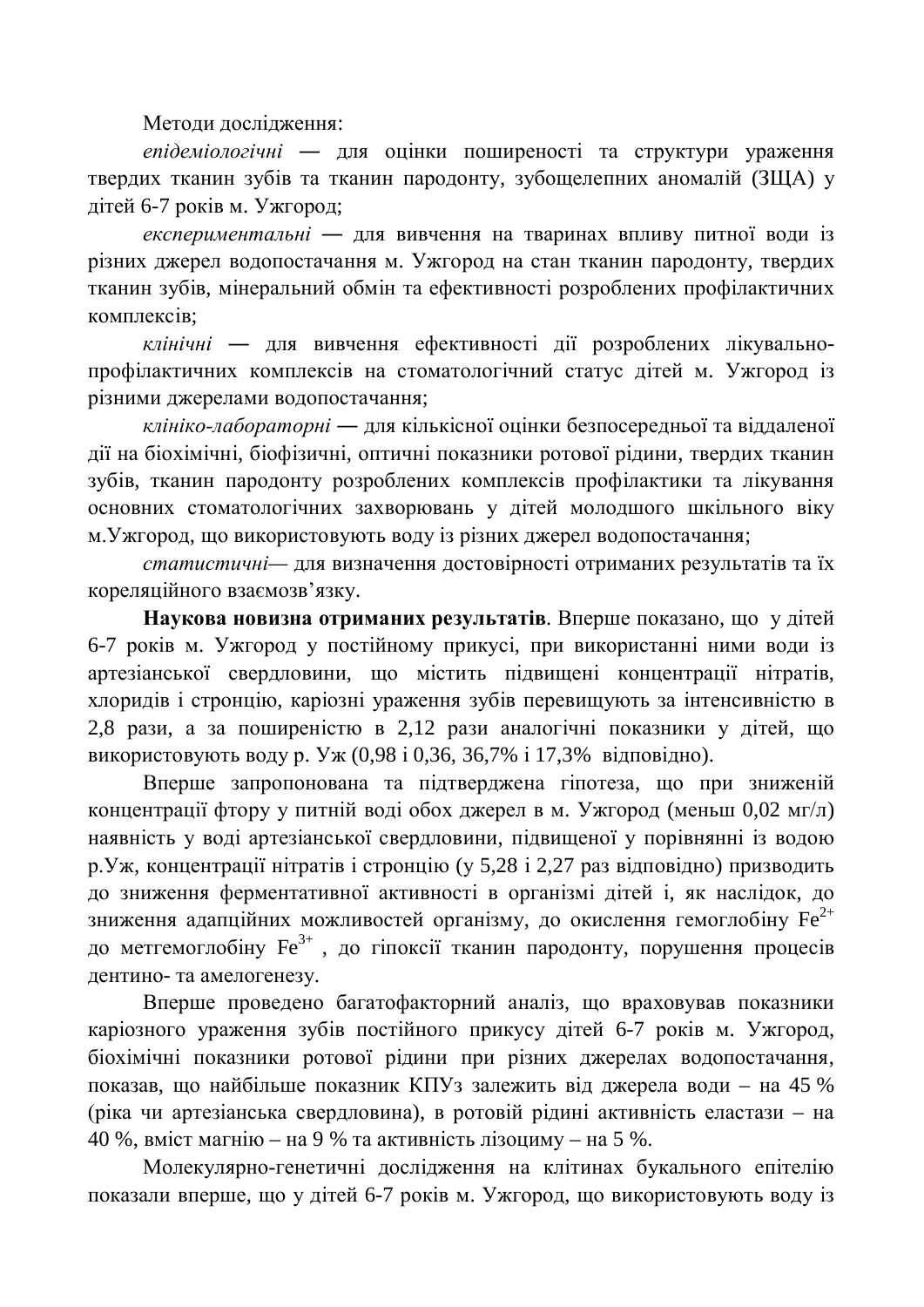Методи дослідження:

*епідеміологічні* — для оцінки поширеності та структури ураження твердих тканин зубів та тканин пародонту, зубощелепних аномалій (ЗЩА) у дітей 6-7 років м. Ужгород;

*експериментальні* — для вивчення на тваринах впливу питної води із різних джерел водопостачання м. Ужгород на стан тканин пародонту, твердих тканин зубів, мінеральний обмін та ефективності розроблених профілактичних комплексів;

*клінічні* — для вивчення ефективності дії розроблених лікувально-профілактичних комплексів на стоматологічний статус дітей м. Ужгород із різними джерелами водопостачання;

*клініко-лабораторні* — для кількісної оцінки безпосередньої та віддаленої дії на біохімічні, біофізичні, оптичні показники ротової рідини, твердих тканин зубів, тканин пародонту розроблених комплексів профілактики та лікування основних стоматологічних захворювань у дітей молодшого шкільного віку м.Ужгород, що використовують воду із різних джерел водопостачання;

*статистичні*— для визначення достовірності отриманих результатів та їх кореляційного взаємозв'язку.

**Наукова новизна отриманих результатів**. Вперше показано, що у дітей 6-7 років м. Ужгород у постійному прикусі, при використанні ними води із артезіанської свердловини, що містить підвищені концентрації нітратів, хлоридів і стронцію, каріозні ураження зубів перевищують за інтенсивністю в 2,8 рази, а за поширеністю в 2,12 рази аналогічні показники у дітей, що використовують воду р. Уж (0,98 і 0,36, 36,7% і 17,3% відповідно).

Вперше запропонована та підтверджена гіпотеза, що при зниженій концентрації фтору у питній воді обох джерел в м. Ужгород (меньш 0,02 мг/л) наявність у воді артезіанської свердловини, підвищеної у порівнянні із водою р.Уж, концентрації нітратів і стронцію (у 5,28 і 2,27 раз відповідно) призводить до зниження ферментативної активності в організмі дітей і, як наслідок, до зниження адапційних можливостей організму, до окислення гемоглобіну $Fe^{2+}$ до метгемоглобіну $Fe^{3+}$ , до гіпоксії тканин пародонту, порушення процесів дентино- та амелогенезу.

Вперше проведено багатофакторний аналіз, що враховував показники каріозного ураження зубів постійного прикусу дітей 6-7 років м. Ужгород, біохімічні показники ротової рідини при різних джерелах водопостачання, показав, що найбільше показник КПУз залежить від джерела води – на 45 % (ріка чи артезіанська свердловина), в ротовій рідині активність еластази – на 40 %, вміст магнію – на 9 % та активність лізоциму – на 5 %.

Молекулярно-генетичні дослідження на клітинах букального епітелію показали вперше, що у дітей 6-7 років м. Ужгород, що використовують воду із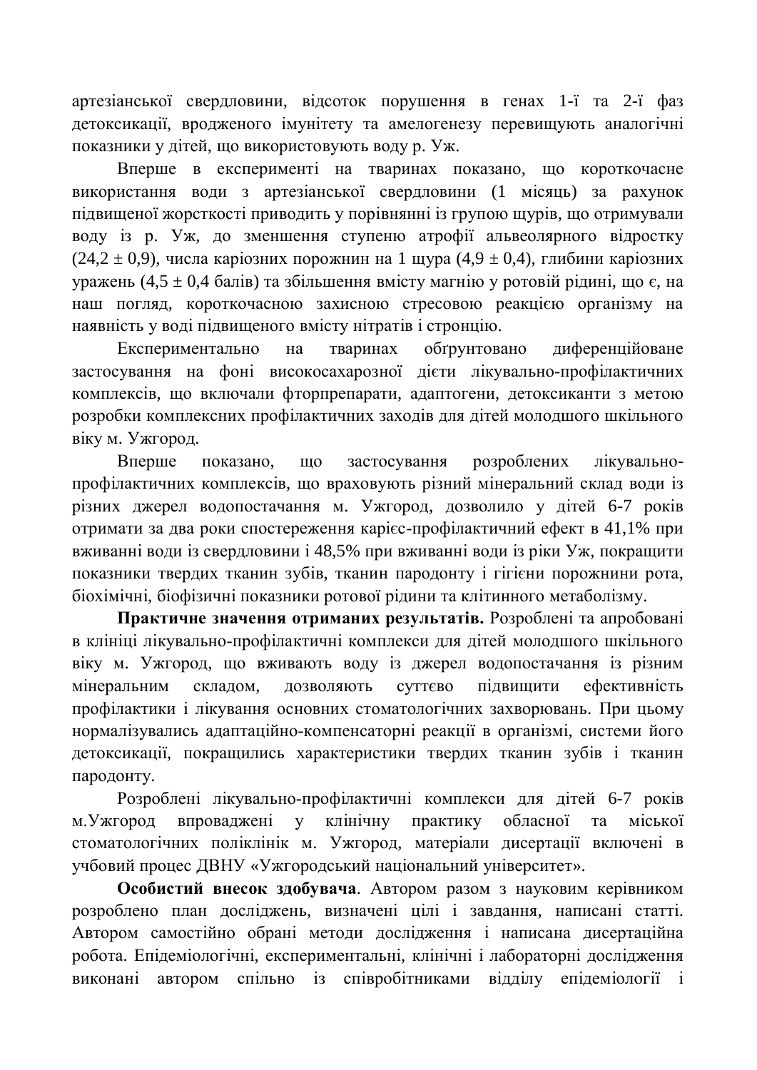артезіанської свердловини, відсоток порушення в генах 1-ї та 2-ї фаз детоксикації, вродженого імунітету та амелогенезу перевищують аналогічні показники у дітей, що використовують воду р. Уж.

Вперше в експерименті на тваринах показано, що короткочасне використання води з артезіанської свердловини (1 місяць) за рахунок підвищеної жорсткості приводить у порівнянні із групою щурів, що отримували воду із р. Уж, до зменшення ступеню атрофії альвеолярного відростку (24,2 ± 0,9), числа каріозних порожнин на 1 щура (4,9 ± 0,4), глибини каріозних уражень (4,5 ± 0,4 балів) та збільшення вмісту магнію у ротовій рідині, що є, на наш погляд, короткочасною захисною стресовою реакцією організму на наявність у воді підвищеного вмісту нітратів і стронцію.

Експериментально на тваринах обґрунтовано диференційоване застосування на фоні високосахарозної дієти лікувально-профілактичних комплексів, що включали фторпрепарати, адаптогени, детоксиканти з метою розробки комплексних профілактичних заходів для дітей молодшого шкільного віку м. Ужгород.

Вперше показано, що застосування розроблених лікувально-профілактичних комплексів, що враховують різний мінеральний склад води із різних джерел водопостачання м. Ужгород, дозволило у дітей 6-7 років отримати за два роки спостереження карієс-профілактичний ефект в 41,1% при вживанні води із свердловини і 48,5% при вживанні води із ріки Уж, покращити показники твердих тканин зубів, тканин пародонту і гігієни порожнини рота, біохімічні, біофізичні показники ротової рідини та клітинного метаболізму.

**Практичне значення отриманих результатів.** Розроблені та апробовані в клініці лікувально-профілактичні комплекси для дітей молодшого шкільного віку м. Ужгород, що вживають воду із джерел водопостачання із різним мінеральним складом, дозволяють суттєво підвищити ефективність профілактики і лікування основних стоматологічних захворювань. При цьому нормалізувались адаптаційно-компенсаторні реакції в організмі, системи його детоксикації, покращились характеристики твердих тканин зубів і тканин пародонту.

Розроблені лікувально-профілактичні комплекси для дітей 6-7 років м.Ужгород впроваджені у клінічну практику обласної та міської стоматологічних поліклінік м. Ужгород, матеріали дисертації включені в учбовий процес ДВНУ «Ужгородський національний університет».

**Особистий внесок здобувача**. Автором разом з науковим керівником розроблено план досліджень, визначені цілі і завдання, написані статті. Автором самостійно обрані методи дослідження і написана дисертаційна робота. Епідеміологічні, експериментальні, клінічні і лабораторні дослідження виконані автором спільно із співробітниками відділу епідеміології і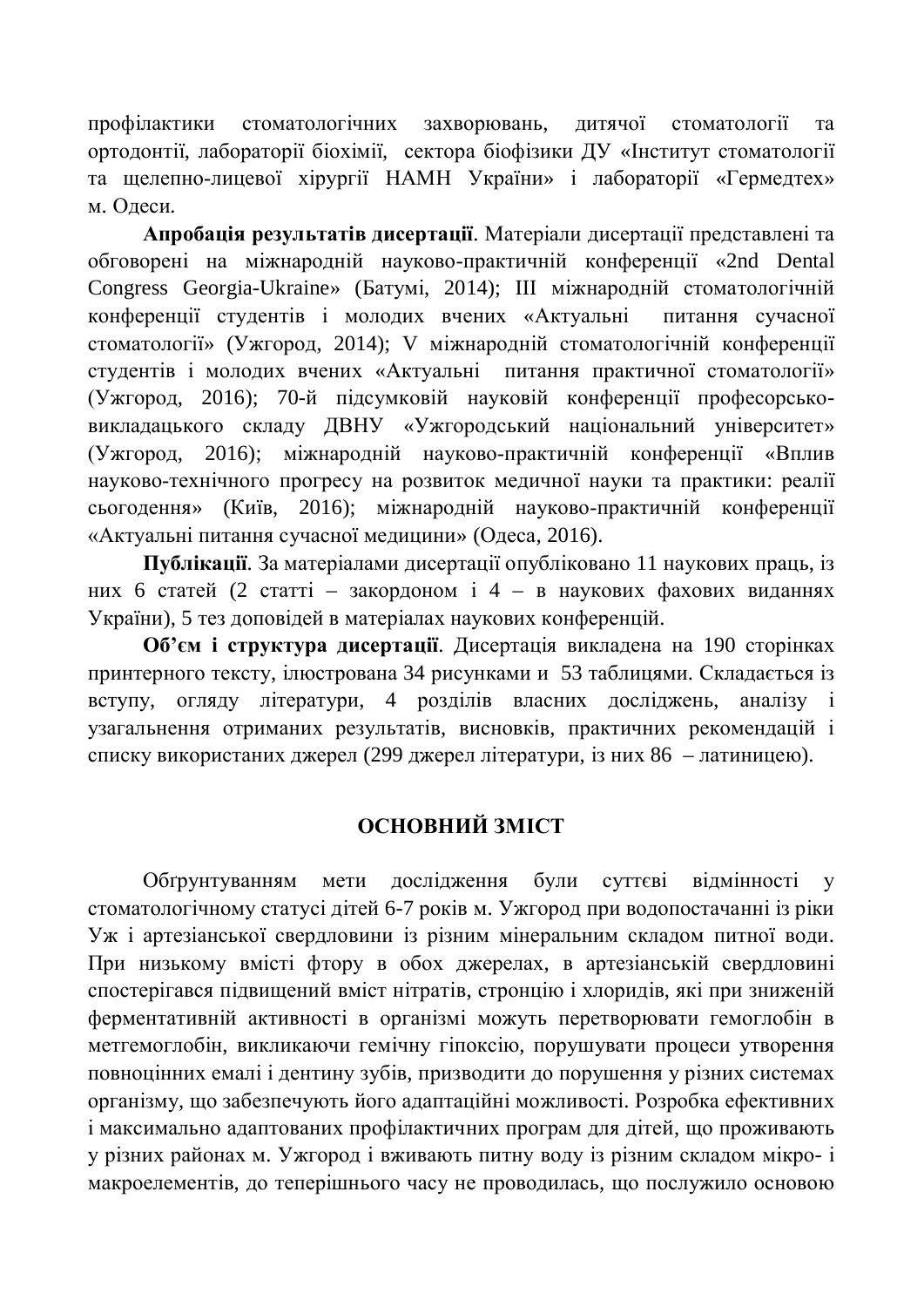профілактики стоматологічних захворювань, дитячої стоматології та ортодонтії, лабораторії біохімії, сектора біофізики ДУ «Інститут стоматології та щелепно-лицевої хірургії НАМН України» і лабораторії «Гермедтех» м. Одеси.

**Апробація результатів дисертації**. Матеріали дисертації представлені та обговорені на міжнародній науково-практичній конференції «2nd Dental Congress Georgia-Ukraine» (Батумі, 2014); III міжнародній стоматологічній конференції студентів і молодих вчених «Актуальні питання сучасної стоматології» (Ужгород, 2014); V міжнародній стоматологічній конференції студентів і молодих вчених «Актуальні питання практичної стоматології» (Ужгород, 2016); 70-й підсумковій науковій конференції професорсько-викладацького складу ДВНУ «Ужгородський національний університет» (Ужгород, 2016); міжнародній науково-практичній конференції «Вплив науково-технічного прогресу на розвиток медичної науки та практики: реалії сьогодення» (Київ, 2016); міжнародній науково-практичній конференції «Актуальні питання сучасної медицини» (Одеса, 2016).

**Публікації**. За матеріалами дисертації опубліковано 11 наукових праць, із них 6 статей (2 статті – закордоном і 4 – в наукових фахових виданнях України), 5 тез доповідей в матеріалах наукових конференцій.

**Об'єм і структура дисертації**. Дисертація викладена на 190 сторінках принтерного тексту, ілюстрована 34 рисунками і 53 таблицями. Складається із вступу, огляду літератури, 4 розділів власних досліджень, аналізу і узагальнення отриманих результатів, висновків, практичних рекомендацій і списку використаних джерел (299 джерел літератури, із них 86 – латиницею).

## ОСНОВНИЙ ЗМІСТ

Обґрунтуванням мети дослідження були суттєві відмінності у стоматологічному статусі дітей 6-7 років м. Ужгород при водопостачанні із ріки Уж і артезіанської свердловини із різним мінеральним складом питної води. При низькому вмісті фтору в обох джерелах, в артезіанській свердловині спостерігався підвищений вміст нітратів, стронцію і хлоридів, які при зниженій ферментативній активності в організмі можуть перетворювати гемоглобін в метгемоглобін, викликаючи гемічну гіпоксію, порушувати процеси утворення повноцінних емалі і дентину зубів, призводити до порушення у різних системах організму, що забезпечують його адаптаційні можливості. Розробка ефективних і максимально адаптованих профілактичних програм для дітей, що проживають у різних районах м. Ужгород і вживають питну воду із різним складом мікро- і макроелементів, до теперішнього часу не проводилась, що послужило основою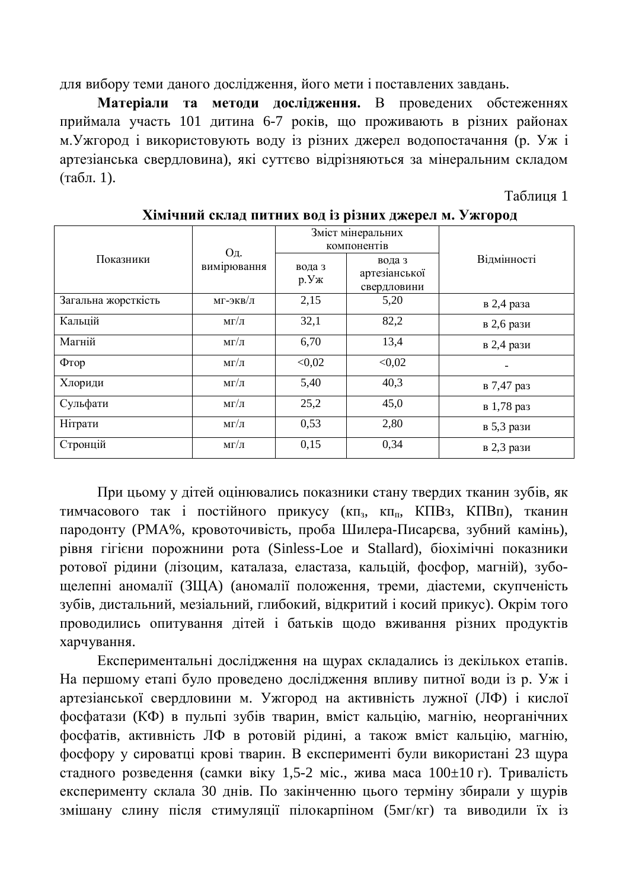для вибору теми даного дослідження, його мети і поставлених завдань.

**Матеріали та методи дослідження.** В проведених обстеженнях приймала участь 101 дитина 6-7 років, що проживають в різних районах м.Ужгород і використовують воду із різних джерел водопостачання (р. Уж і артезіанська свердловина), які суттєво відрізняються за мінеральним складом (табл. 1).

Таблиця 1

**Хімічний склад питних вод із різних джерел м. Ужгород**

| Показники | Од. вимірювання | Зміст мінеральних компонентів | | Відмінності |
|---|---|---|---|---|
| | | вода з р.Уж | вода з артезіанської свердловини | |
| Загальна жорсткість | мг-екв/л | 2,15 | 5,20 | в 2,4 раза |
| Кальцій | мг/л | 32,1 | 82,2 | в 2,6 рази |
| Магній | мг/л | 6,70 | 13,4 | в 2,4 рази |
| Фтор | мг/л | <0,02 | <0,02 | - |
| Хлориди | мг/л | 5,40 | 40,3 | в 7,47 раз |
| Сульфати | мг/л | 25,2 | 45,0 | в 1,78 раз |
| Нітрати | мг/л | 0,53 | 2,80 | в 5,3 рази |
| Стронцій | мг/л | 0,15 | 0,34 | в 2,3 рази |

При цьому у дітей оцінювались показники стану твердих тканин зубів, як тимчасового так і постійного прикусу ($кп_з$, $кп_п$, КПВз, КПВп), тканин пародонту (РМА%, кровоточивість, проба Шилера-Писарєва, зубний камінь), рівня гігієни порожнини рота (Sinless-Loe и Stallard), біохімічні показники ротової рідини (лізоцим, каталаза, еластаза, кальцій, фосфор, магній), зубо-щелепні аномалії (ЗЩА) (аномалії положення, треми, діастеми, скупченість зубів, дистальний, мезіальний, глибокий, відкритий і косий прикус). Окрім того проводились опитування дітей і батьків щодо вживання різних продуктів харчування.

Експериментальні дослідження на щурах складались із декількох етапів. На першому етапі було проведено дослідження впливу питної води із р. Уж і артезіанської свердловини м. Ужгород на активність лужної (ЛФ) і кислої фосфатази (КФ) в пульпі зубів тварин, вміст кальцію, магнію, неорганічних фосфатів, активність ЛФ в ротовій рідині, а також вміст кальцію, магнію, фосфору у сироватці крові тварин. В експерименті були використані 23 щура стадного розведення (самки віку 1,5-2 міс., жива маса 100±10 г). Тривалість експерименту склала 30 днів. По закінченню цього терміну збирали у щурів змішану слину після стимуляції пілокарпіном (5мг/кг) та виводили їх із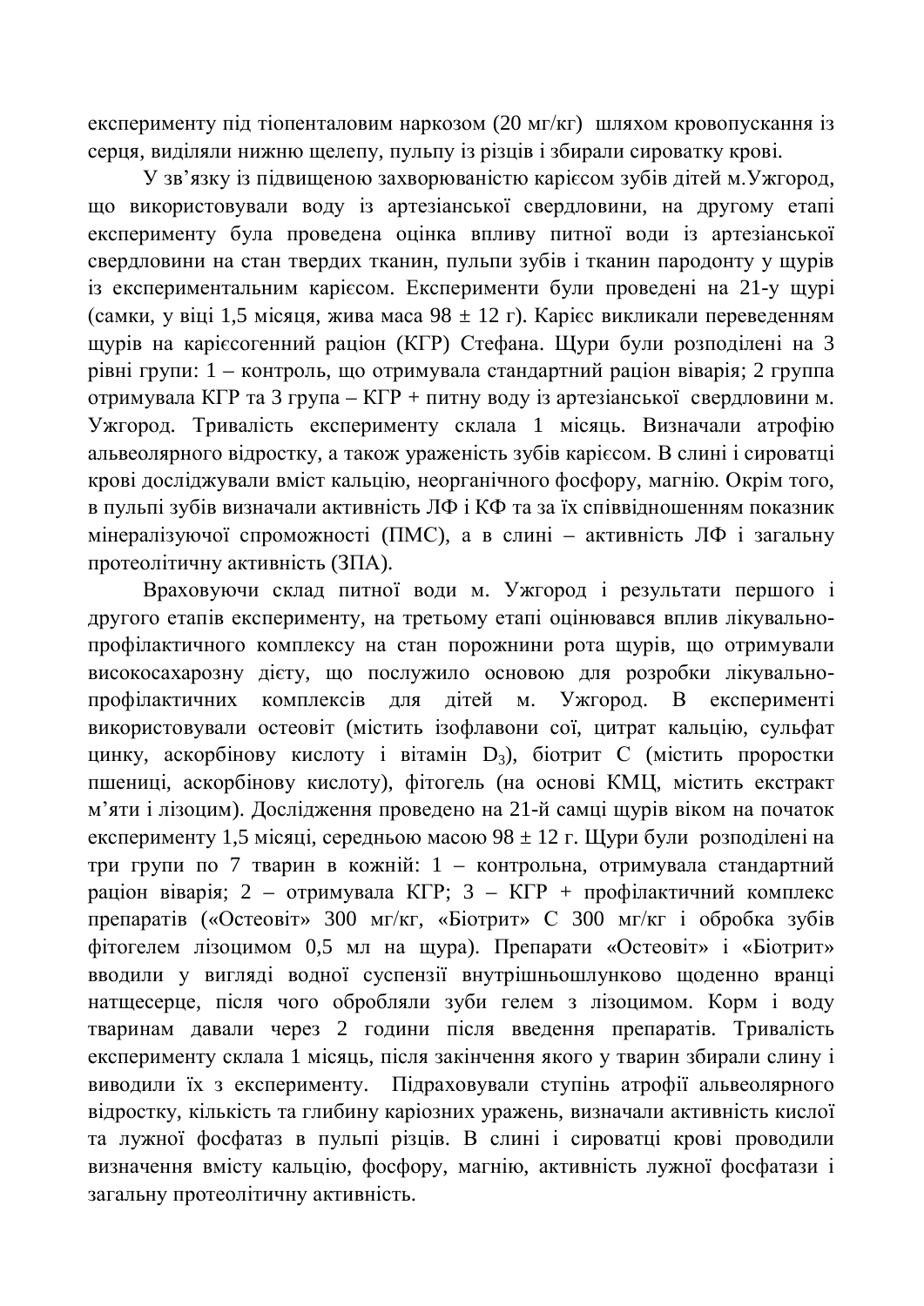експерименту під тіопенталовим наркозом (20 мг/кг) шляхом кровопускання із серця, виділяли нижню щелепу, пульпу із різців і збирали сироватку крові.

У зв'язку із підвищеною захворюваністю карієсом зубів дітей м.Ужгород, що використовували воду із артезіанської свердловини, на другому етапі експерименту була проведена оцінка впливу питної води із артезіанської свердловини на стан твердих тканин, пульпи зубів і тканин пародонту у щурів із експериментальним карієсом. Експерименти були проведені на 21-у щурі (самки, у віці 1,5 місяця, жива маса 98 ± 12 г). Карієс викликали переведенням щурів на карієсогенний раціон (КГР) Стефана. Щури були розподілені на 3 рівні групи: 1 – контроль, що отримувала стандартний раціон віварія; 2 группа отримувала КГР та 3 група – КГР + питну воду із артезіанської свердловини м. Ужгород. Тривалість експерименту склала 1 місяць. Визначали атрофію альвеолярного відростку, а також ураженість зубів карієсом. В слині і сироватці крові досліджували вміст кальцію, неорганічного фосфору, магнію. Окрім того, в пульпі зубів визначали активність ЛФ і КФ та за їх співвідношенням показник мінералізуючої спроможності (ПМС), а в слині – активність ЛФ і загальну протеолітичну активність (ЗПА).

Враховуючи склад питної води м. Ужгород і результати першого і другого етапів експерименту, на третьому етапі оцінювався вплив лікувально-профілактичного комплексу на стан порожнини рота щурів, що отримували високосахарозну дієту, що послужило основою для розробки лікувально-профілактичних комплексів для дітей м. Ужгород. В експерименті використовували остеовіт (містить ізофлавони сої, цитрат кальцію, сульфат цинку, аскорбінову кислоту і вітамін $D_3$), біотрит С (містить проростки пшениці, аскорбінову кислоту), фітогель (на основі КМЦ, містить екстракт м'яти і лізоцим). Дослідження проведено на 21-й самці щурів віком на початок експерименту 1,5 місяці, середньою масою 98 ± 12 г. Щури були розподілені на три групи по 7 тварин в кожній: 1 – контрольна, отримувала стандартний раціон віварія; 2 – отримувала КГР; 3 – КГР + профілактичний комплекс препаратів («Остеовіт» 300 мг/кг, «Біотрит» С 300 мг/кг і обробка зубів фітогелем лізоцимом 0,5 мл на щура). Препарати «Остеовіт» і «Біотрит» вводили у вигляді водної суспензії внутрішньошлунково щоденно вранці натщесерце, після чого обробляли зуби гелем з лізоцимом. Корм і воду тваринам давали через 2 години після введення препаратів. Тривалість експерименту склала 1 місяць, після закінчення якого у тварин збирали слину і виводили їх з експерименту. Підраховували ступінь атрофії альвеолярного відростку, кількість та глибину каріозних уражень, визначали активність кислої та лужної фосфатаз в пульпі різців. В слині і сироватці крові проводили визначення вмісту кальцію, фосфору, магнію, активність лужної фосфатази і загальну протеолітичну активність.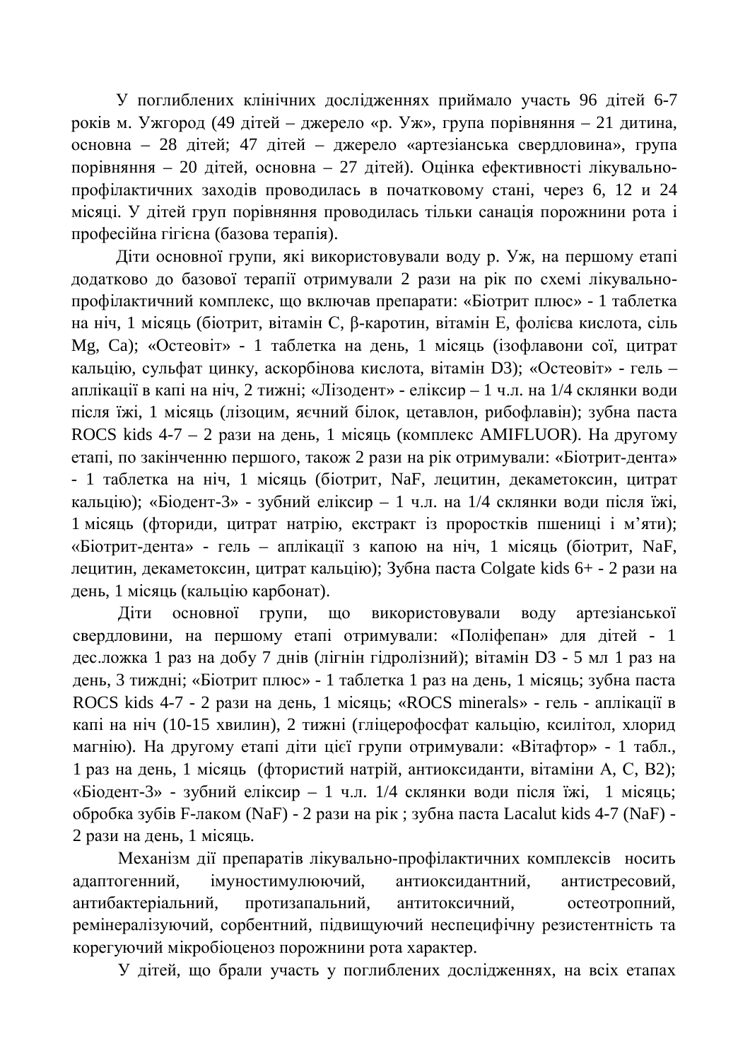У поглиблених клінічних дослідженнях приймало участь 96 дітей 6-7 років м. Ужгород (49 дітей – джерело «р. Уж», група порівняння – 21 дитина, основна – 28 дітей; 47 дітей – джерело «артезіанська свердловина», група порівняння – 20 дітей, основна – 27 дітей). Оцінка ефективності лікувально-профілактичних заходів проводилась в початковому стані, через 6, 12 и 24 місяці. У дітей груп порівняння проводилась тільки санація порожнини рота і професійна гігієна (базова терапія).

Діти основної групи, які використовували воду р. Уж, на першому етапі додатково до базової терапії отримували 2 рази на рік по схемі лікувально-профілактичний комплекс, що включав препарати: «Біотрит плюс» - 1 таблетка на ніч, 1 місяць (біотрит, вітамін С, β-каротин, вітамін Е, фолієва кислота, сіль Mg, Ca); «Остеовіт» - 1 таблетка на день, 1 місяць (ізофлавони сої, цитрат кальцію, сульфат цинку, аскорбінова кислота, вітамін D3); «Остеовіт» - гель – аплікації в капі на ніч, 2 тижні; «Лізодент» - еліксир – 1 ч.л. на 1/4 склянки води після їжі, 1 місяць (лізоцим, яєчний білок, цетавлон, рибофлавін); зубна паста ROCS kids 4-7 – 2 рази на день, 1 місяць (комплекс AMIFLUOR). На другому етапі, по закінченню першого, також 2 рази на рік отримували: «Біотрит-дента» - 1 таблетка на ніч, 1 місяць (біотрит, NaF, лецитин, декаметоксин, цитрат кальцію); «Біодент-3» - зубний еліксир – 1 ч.л. на 1/4 склянки води після їжі, 1 місяць (фториди, цитрат натрію, екстракт із проростків пшениці і м'яти); «Біотрит-дента» - гель – аплікації з капою на ніч, 1 місяць (біотрит, NaF, лецитин, декаметоксин, цитрат кальцію); Зубна паста Colgate kids 6+ - 2 рази на день, 1 місяць (кальцію карбонат).

Діти основної групи, що використовували воду артезіанської свердловини, на першому етапі отримували: «Поліфепан» для дітей - 1 дес.ложка 1 раз на добу 7 днів (лігнін гідролізний); вітамін D3 - 5 мл 1 раз на день, 3 тиждні; «Біотрит плюс» - 1 таблетка 1 раз на день, 1 місяць; зубна паста ROCS kids 4-7 - 2 рази на день, 1 місяць; «ROCS minerals» - гель - аплікації в капі на ніч (10-15 хвилин), 2 тижні (гліцерофосфат кальцію, ксилітол, хлорид магнію). На другому етапі діти цієї групи отримували: «Вітафтор» - 1 табл., 1 раз на день, 1 місяць (фтористий натрій, антиоксиданти, вітаміни А, С, В2); «Біодент-3» - зубний еліксир – 1 ч.л. 1/4 склянки води після їжі, 1 місяць; обробка зубів F-лаком (NaF) - 2 рази на рік ; зубна паста Lacalut kids 4-7 (NaF) - 2 рази на день, 1 місяць.

Механізм дії препаратів лікувально-профілактичних комплексів носить адаптогенний, імуностимулюючий, антиоксидантний, антистресовий, антибактеріальний, протизапальний, антитоксичний, остеотропний, ремінералізуючий, сорбентний, підвищуючий неспецифічну резистентність та корегуючий мікробіоценоз порожнини рота характер.

У дітей, що брали участь у поглиблених дослідженнях, на всіх етапах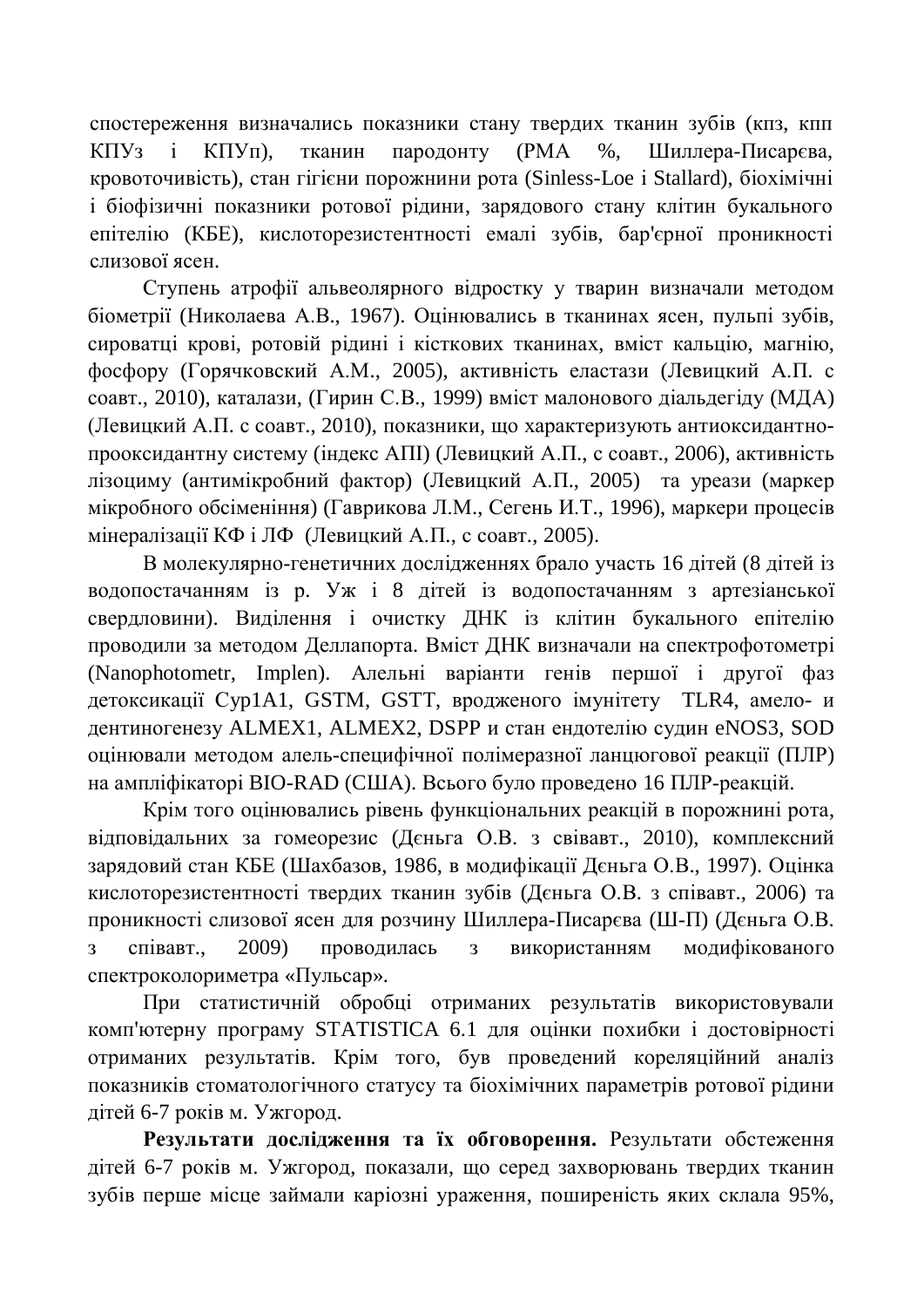спостереження визначались показники стану твердих тканин зубів (кпз, кпп КПУз і КПУп), тканин пародонту (РМА %, Шиллера-Писарєва, кровоточивість), стан гігієни порожнини рота (Sinless-Loe і Stallard), біохімічні і біофізичні показники ротової рідини, зарядового стану клітин букального епітелію (КБЕ), кислоторезистентності емалі зубів, бар'єрної проникності слизової ясен.

Ступень атрофії альвеолярного відростку у тварин визначали методом біометрії (Николаева А.В., 1967). Оцінювались в тканинах ясен, пульпі зубів, сироватці крові, ротовій рідині і кісткових тканинах, вміст кальцію, магнію, фосфору (Горячковский А.М., 2005), активність еластази (Левицкий А.П. с соавт., 2010), каталази, (Гирин С.В., 1999) вміст малонового діальдегіду (МДА) (Левицкий А.П. с соавт., 2010), показники, що характеризують антиоксидантно-прооксидантну систему (індекс АПІ) (Левицкий А.П., с соавт., 2006), активність лізоциму (антимікробний фактор) (Левицкий А.П., 2005) та уреази (маркер мікробного обсіменіння) (Гаврикова Л.М., Сегень И.Т., 1996), маркери процесів мінералізації КФ і ЛФ (Левицкий А.П., с соавт., 2005).

В молекулярно-генетичних дослідженнях брало участь 16 дітей (8 дітей із водопостачанням із р. Уж і 8 дітей із водопостачанням з артезіанської свердловини). Виділення і очистку ДНК із клітин букального епітелію проводили за методом Деллапорта. Вміст ДНК визначали на спектрофотометрі (Nanophotometr, Implen). Алельні варіанти генів першої і другої фаз детоксикації Cyp1A1, GSTM, GSTT, вродженого імунітету TLR4, амело- и дентиногенезу ALMEX1, ALMEX2, DSPP и стан ендотелію судин eNOS3, SOD оцінювали методом алель-специфічної полімеразної ланцюгової реакції (ПЛР) на ампліфікаторі BIO-RAD (США). Всього було проведено 16 ПЛР-реакцій.

Крім того оцінювались рівень функціональних реакцій в порожнині рота, відповідальних за гомеорезис (Дєньга О.В. з свівавт., 2010), комплексний зарядовий стан КБЕ (Шахбазов, 1986, в модифікації Дєньга О.В., 1997). Оцінка кислоторезистентності твердих тканин зубів (Дєньга О.В. з співавт., 2006) та проникності слизової ясен для розчину Шиллера-Писарєва (Ш-П) (Дєньга О.В. з співавт., 2009) проводилась з використанням модифікованого спектроколориметра «Пульсар».

При статистичній обробці отриманих результатів використовували комп'ютерну програму STATISTICA 6.1 для оцінки похибки і достовірності отриманих результатів. Крім того, був проведений кореляційний аналіз показників стоматологічного статусу та біохімічних параметрів ротової рідини дітей 6-7 років м. Ужгород.

**Результати дослідження та їх обговорення.** Результати обстеження дітей 6-7 років м. Ужгород, показали, що серед захворювань твердих тканин зубів перше місце займали каріозні ураження, поширеність яких склала 95%,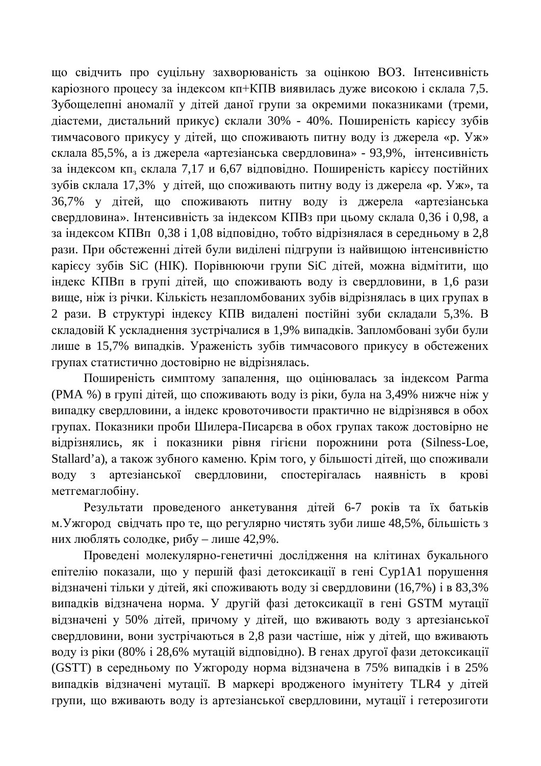що свідчить про суцільну захворюваність за оцінкою ВОЗ. Інтенсивність каріозного процесу за індексом кп+КПВ виявилась дуже високою і склала 7,5. Зубощелепні аномалії у дітей даної групи за окремими показниками (треми, діастеми, дистальний прикус) склали 30% - 40%. Поширеність карієсу зубів тимчасового прикусу у дітей, що споживають питну воду із джерела «р. Уж» склала 85,5%, а із джерела «артезіанська свердловина» - 93,9%, інтенсивність за індексом $кп_з$ склала 7,17 и 6,67 відповідно. Поширеність карієсу постійних зубів склала 17,3% у дітей, що споживають питну воду із джерела «р. Уж», та 36,7% у дітей, що споживають питну воду із джерела «артезіанська свердловина». Інтенсивність за індексом КПВз при цьому склала 0,36 і 0,98, а за індексом КПВп 0,38 і 1,08 відповідно, тобто відрізнялася в середньому в 2,8 рази. При обстеженні дітей були виділені підгрупи із найвищою інтенсивністю карієсу зубів SiC (НІК). Порівнюючи групи SiC дітей, можна відмітити, що індекс КПВп в групі дітей, що споживають воду із свердловини, в 1,6 рази вище, ніж із річки. Кількість незапломбованих зубів відрізнялась в цих групах в 2 рази. В структурі індексу КПВ видалені постійні зуби складали 5,3%. В складовій К ускладнення зустрічалися в 1,9% випадків. Запломбовані зуби були лише в 15,7% випадків. Ураженість зубів тимчасового прикусу в обстежених групах статистично достовірно не відрізнялась.

Поширеність симптому запалення, що оцінювалась за індексом Parma (РМА %) в групі дітей, що споживають воду із ріки, була на 3,49% нижче ніж у випадку свердловини, а індекс кровоточивости практично не відрізнявся в обох групах. Показники проби Шилера-Писарєва в обох групах також достовірно не відрізнялись, як і показники рівня гігієни порожнини рота (Silness-Loe, Stallard'a), а також зубного каменю. Крім того, у більшості дітей, що споживали воду з артезіанської свердловини, спостерігалась наявність в крові метгемаглобіну.

Результати проведеного анкетування дітей 6-7 років та їх батьків м.Ужгород свідчать про те, що регулярно чистять зуби лише 48,5%, більшість з них люблять солодке, рибу – лише 42,9%.

Проведені молекулярно-генетичні дослідження на клітинах букального епітелію показали, що у першій фазі детоксикації в гені Cyp1A1 порушення відзначені тільки у дітей, які споживають воду зі свердловини (16,7%) і в 83,3% випадків відзначена норма. У другій фазі детоксикації в гені GSTM мутації відзначені у 50% дітей, причому у дітей, що вживають воду з артезіанської свердловини, вони зустрічаються в 2,8 рази частіше, ніж у дітей, що вживають воду із ріки (80% і 28,6% мутацій відповідно). В генах другої фази детоксикації (GSTT) в середньому по Ужгороду норма відзначена в 75% випадків і в 25% випадків відзначені мутації. В маркері вродженого імунітету TLR4 у дітей групи, що вживають воду із артезіанської свердловини, мутації і гетерозиготи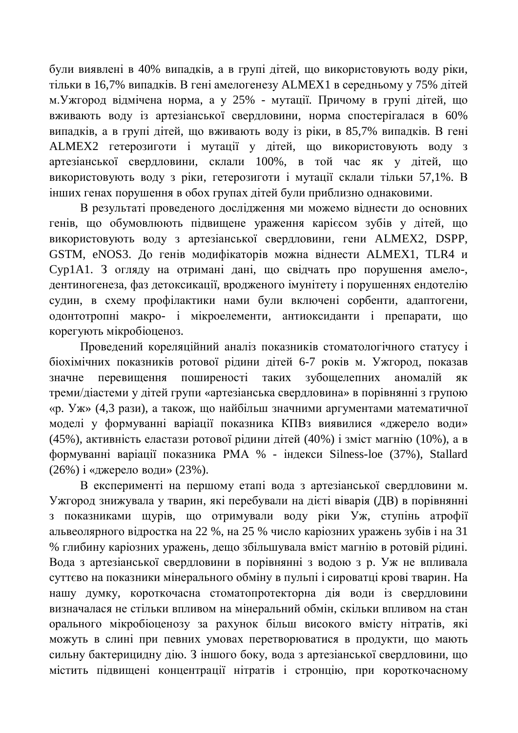були виявлені в 40% випадків, а в групі дітей, що використовують воду ріки, тільки в 16,7% випадків. В гені амелогенезу ALMEX1 в середньому у 75% дітей м.Ужгород відмічена норма, а у 25% - мутації. Причому в групі дітей, що вживають воду із артезіанської свердловини, норма спостерігалася в 60% випадків, а в групі дітей, що вживають воду із ріки, в 85,7% випадків. В гені ALMEX2 гетерозиготи і мутації у дітей, що використовують воду з артезіанської свердловини, склали 100%, в той час як у дітей, що використовують воду з ріки, гетерозиготи і мутації склали тільки 57,1%. В інших генах порушення в обох групах дітей були приблизно однаковими.

В результаті проведеного дослідження ми можемо віднести до основних генів, що обумовлюють підвищене ураження карієсом зубів у дітей, що використовують воду з артезіанської свердловини, гени ALMEX2, DSPP, GSTM, eNOS3. До генів модифікаторів можна віднести ALMEX1, TLR4 и Cyp1A1. З огляду на отримані дані, що свідчать про порушення амело-, дентиногенеза, фаз детоксикації, вродженого імунітету і порушеннях ендотелію судин, в схему профілактики нами були включені сорбенти, адаптогени, одонтотропні макро- і мікроелементи, антиоксиданти і препарати, що корегують мікробіоценоз.

Проведений кореляційний аналіз показників стоматологічного статусу і біохімічних показників ротової рідини дітей 6-7 років м. Ужгород, показав значне перевищення поширеності таких зубощелепних аномалій як треми/діастеми у дітей групи «артезіанська свердловина» в порівнянні з групою «р. Уж» (4,3 рази), а також, що найбільш значними аргументами математичної моделі у формуванні варіації показника КПВз виявилися «джерело води» (45%), активність еластази ротової рідини дітей (40%) і зміст магнію (10%), а в формуванні варіації показника РМА % - індекси Silness-loe (37%), Stallard (26%) і «джерело води» (23%).

В експерименті на першому етапі вода з артезіанської свердловини м. Ужгород знижувала у тварин, які перебували на дієті віварія (ДВ) в порівнянні з показниками щурів, що отримували воду ріки Уж, ступінь атрофії альвеолярного відростка на 22 %, на 25 % число каріозних уражень зубів і на 31 % глибину каріозних уражень, дещо збільшувала вміст магнію в ротовій рідині. Вода з артезіанської свердловини в порівнянні з водою з р. Уж не впливала суттєво на показники мінерального обміну в пульпі і сироватці крові тварин. На нашу думку, короткочасна стоматопротекторна дія води із свердловини визначалася не стільки впливом на мінеральний обмін, скільки впливом на стан орального мікробіоценозу за рахунок більш високого вмісту нітратів, які можуть в слині при певних умовах перетворюватися в продукти, що мають сильну бактерицидну дію. З іншого боку, вода з артезіанської свердловини, що містить підвищені концентрації нітратів і стронцію, при короткочасному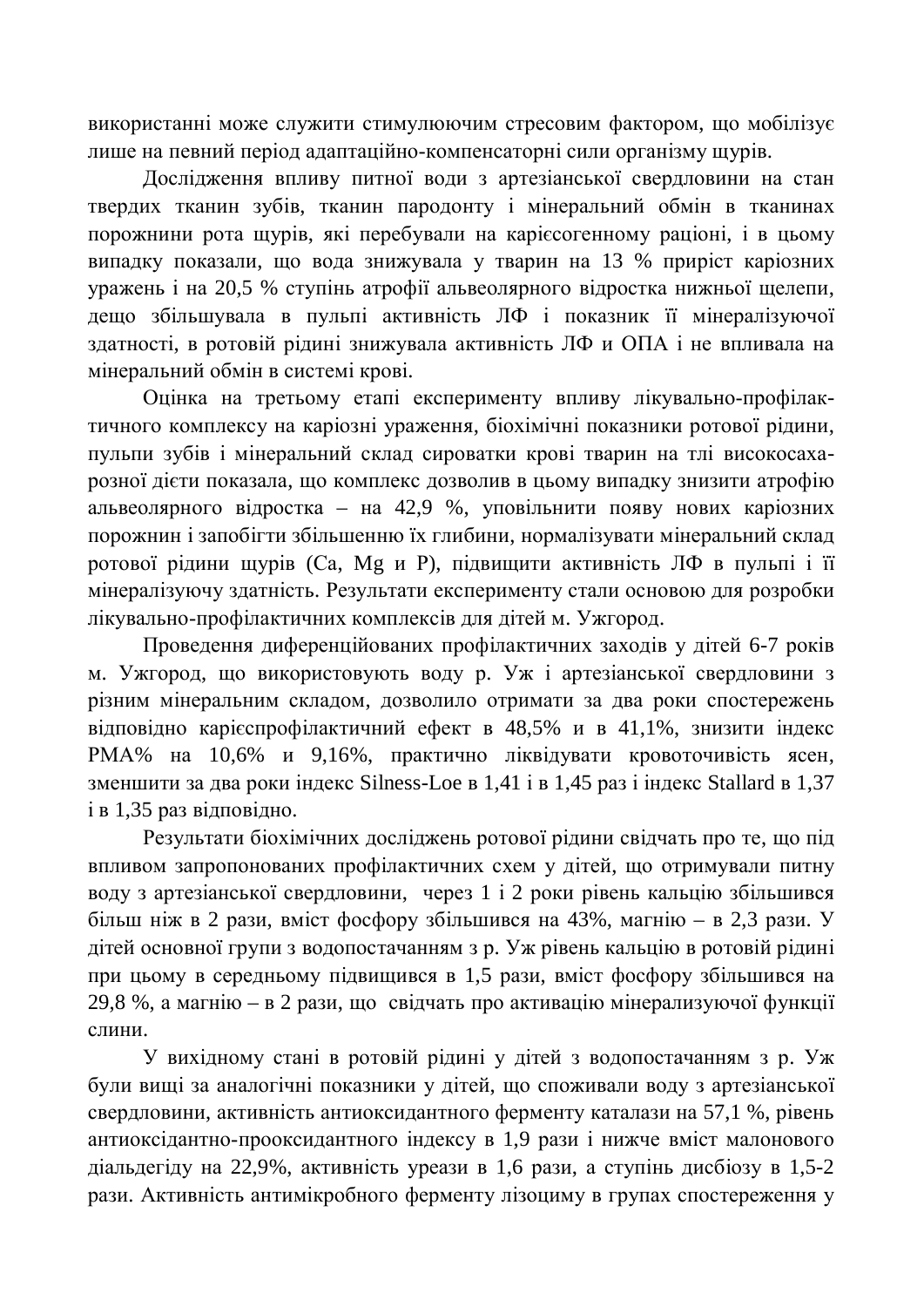використанні може служити стимулюючим стресовим фактором, що мобілізує лише на певний період адаптаційно-компенсаторні сили організму щурів.

Дослідження впливу питної води з артезіанської свердловини на стан твердих тканин зубів, тканин пародонту і мінеральний обмін в тканинах порожнини рота щурів, які перебували на карієсогенному раціоні, і в цьому випадку показали, що вода знижувала у тварин на 13 % приріст каріозних уражень і на 20,5 % ступінь атрофії альвеолярного відростка нижньої щелепи, дещо збільшувала в пульпі активність ЛФ і показник її мінералізуючої здатності, в ротовій рідині знижувала активність ЛФ и ОПА і не впливала на мінеральний обмін в системі крові.

Оцінка на третьому етапі експерименту впливу лікувально-профілактичного комплексу на каріозні ураження, біохімічні показники ротової рідини, пульпи зубів і мінеральний склад сироватки крові тварин на тлі високосахарозної дієти показала, що комплекс дозволив в цьому випадку знизити атрофію альвеолярного відростка – на 42,9 %, уповільнити появу нових каріозних порожнин і запобігти збільшенню їх глибини, нормалізувати мінеральний склад ротової рідини щурів (Са, Mg и Р), підвищити активність ЛФ в пульпі і її мінералізуючу здатність. Результати експерименту стали основою для розробки лікувально-профілактичних комплексів для дітей м. Ужгород.

Проведення диференційованих профілактичних заходів у дітей 6-7 років м. Ужгород, що використовують воду р. Уж і артезіанської свердловини з різним мінеральним складом, дозволило отримати за два роки спостережень відповідно карієспрофілактичний ефект в 48,5% и в 41,1%, знизити індекс РМА% на 10,6% и 9,16%, практично ліквідувати кровоточивість ясен, зменшити за два роки індекс Silness-Loe в 1,41 і в 1,45 раз і індекс Stallard в 1,37 і в 1,35 раз відповідно.

Результати біохімічних досліджень ротової рідини свідчать про те, що під впливом запропонованих профілактичних схем у дітей, що отримували питну воду з артезіанської свердловини, через 1 і 2 роки рівень кальцію збільшився більш ніж в 2 рази, вміст фосфору збільшився на 43%, магнію – в 2,3 рази. У дітей основної групи з водопостачанням з р. Уж рівень кальцію в ротовій рідині при цьому в середньому підвищився в 1,5 рази, вміст фосфору збільшився на 29,8 %, а магнію – в 2 рази, що свідчать про активацію мінерализуючої функції слини.

У вихідному стані в ротовій рідині у дітей з водопостачанням з р. Уж були вищі за аналогічні показники у дітей, що споживали воду з артезіанської свердловини, активність антиоксидантного ферменту каталази на 57,1 %, рівень антиоксідантно-прооксидантного індексу в 1,9 рази і нижче вміст малонового діальдегіду на 22,9%, активність уреази в 1,6 рази, а ступінь дисбіозу в 1,5-2 рази. Активність антимікробного ферменту лізоциму в групах спостереження у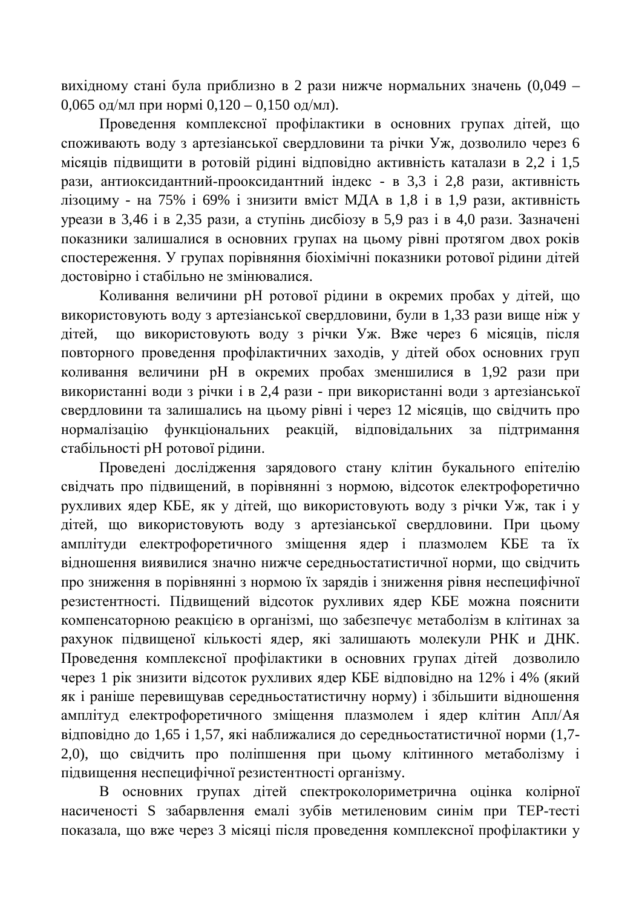вихідному стані була приблизно в 2 рази нижче нормальних значень (0,049 – 0,065 од/мл при нормі 0,120 – 0,150 од/мл).

Проведення комплексної профілактики в основних групах дітей, що споживають воду з артезіанської свердловини та річки Уж, дозволило через 6 місяців підвищити в ротовій рідині відповідно активність каталази в 2,2 і 1,5 рази, антиоксидантний-прооксидантний індекс - в 3,3 і 2,8 рази, активність лізоциму - на 75% і 69% і знизити вміст МДА в 1,8 і в 1,9 рази, активність уреази в 3,46 і в 2,35 рази, а ступінь дисбіозу в 5,9 раз і в 4,0 рази. Зазначені показники залишалися в основних групах на цьому рівні протягом двох років спостереження. У групах порівняння біохімічні показники ротової рідини дітей достовірно і стабільно не змінювалися.

Коливання величини рН ротової рідини в окремих пробах у дітей, що використовують воду з артезіанської свердловини, були в 1,33 рази вище ніж у дітей, що використовують воду з річки Уж. Вже через 6 місяців, після повторного проведення профілактичних заходів, у дітей обох основних груп коливання величини рН в окремих пробах зменшилися в 1,92 рази при використанні води з річки і в 2,4 рази - при використанні води з артезіанської свердловини та залишались на цьому рівні і через 12 місяців, що свідчить про нормалізацію функціональних реакцій, відповідальних за підтримання стабільності рН ротової рідини.

Проведені дослідження зарядового стану клітин букального епітелію свідчать про підвищений, в порівнянні з нормою, відсоток електрофоретично рухливих ядер КБЕ, як у дітей, що використовують воду з річки Уж, так і у дітей, що використовують воду з артезіанської свердловини. При цьому амплітуди електрофоретичного зміщення ядер і плазмолем КБЕ та їх відношення виявилися значно нижче середньостатистичної норми, що свідчить про зниження в порівнянні з нормою їх зарядів і зниження рівня неспецифічної резистентності. Підвищений відсоток рухливих ядер КБЕ можна пояснити компенсаторною реакцією в організмі, що забезпечує метаболізм в клітинах за рахунок підвищеної кількості ядер, які залишають молекули РНК и ДНК. Проведення комплексної профілактики в основних групах дітей дозволило через 1 рік знизити відсоток рухливих ядер КБЕ відповідно на 12% і 4% (який як і раніше перевищував середньостатистичну норму) і збільшити відношення амплітуд електрофоретичного зміщення плазмолем і ядер клітин Апл/Ая відповідно до 1,65 і 1,57, які наближалися до середньостатистичної норми (1,7-2,0), що свідчить про поліпшення при цьому клітинного метаболізму і підвищення неспецифічної резистентності організму.

В основних групах дітей спектроколориметрична оцінка колірної насиченості S забарвлення емалі зубів метиленовим синім при ТЕР-тесті показала, що вже через 3 місяці після проведення комплексної профілактики у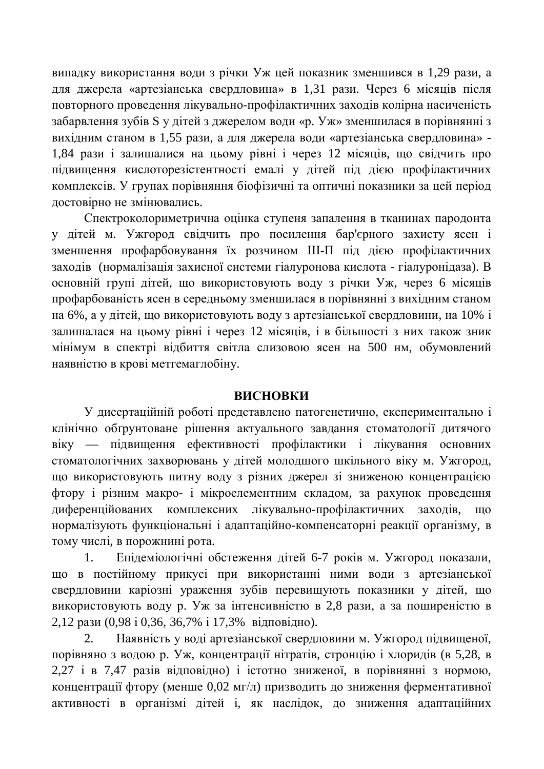випадку використання води з річки Уж цей показник зменшився в 1,29 рази, а для джерела «артезіанська свердловина» в 1,31 рази. Через 6 місяців після повторного проведення лікувально-профілактичних заходів колірна насиченість забарвлення зубів S у дітей з джерелом води «р. Уж» зменшилася в порівнянні з вихідним станом в 1,55 рази, а для джерела води «артезіанська свердловина» - 1,84 рази і залишалися на цьому рівні і через 12 місяців, що свідчить про підвищення кислоторезістентності емалі у дітей під дією профілактичних комплексів. У групах порівняння біофізичні та оптичні показники за цей період достовірно не змінювались.

Спектроколориметрична оцінка ступеня запалення в тканинах пародонта у дітей м. Ужгород свідчить про посилення бар'єрного захисту ясен і зменшення профарбовування їх розчином Ш-П під дією профілактичних заходів (нормалізація захисної системи гіалуронова кислота - гіалуронідаза). В основній групі дітей, що використовують воду з річки Уж, через 6 місяців профарбованість ясен в середньому зменшилася в порівнянні з вихідним станом на 6%, а у дітей, що використовують воду з артезіанської свердловини, на 10% і залишалася на цьому рівні і через 12 місяців, і в більшості з них також зник мінімум в спектрі відбиття світла слизовою ясен на 500 нм, обумовлений наявністю в крові метгемаглобіну.

## ВИСНОВКИ

У дисертаційній роботі представлено патогенетично, експериментально і клінічно обґрунтоване рішення актуального завдання стоматології дитячого віку — підвищення ефективності профілактики і лікування основних стоматологічних захворювань у дітей молодшого шкільного віку м. Ужгород, що використовують питну воду з різних джерел зі зниженою концентрацією фтору і різним макро- і мікроелементним складом, за рахунок проведення диференційованих комплексних лікувально-профілактичних заходів, що нормалізують функціональні і адаптаційно-компенсаторні реакції організму, в тому числі, в порожнині рота.

1. Епідеміологічні обстеження дітей 6-7 років м. Ужгород показали, що в постійному прикусі при використанні ними води з артезіанської свердловини каріозні ураження зубів перевищують показники у дітей, що використовують воду р. Уж за інтенсивністю в 2,8 рази, а за поширеністю в 2,12 рази (0,98 і 0,36, 36,7% і 17,3% відповідно).

2. Наявність у воді артезіанської свердловини м. Ужгород підвищеної, порівняно з водою р. Уж, концентрації нітратів, стронцію і хлоридів (в 5,28, в 2,27 і в 7,47 разів відповідно) і істотно зниженої, в порівнянні з нормою, концентрації фтору (менше 0,02 мг/л) призводить до зниження ферментативної активності в організмі дітей і, як наслідок, до зниження адаптаційних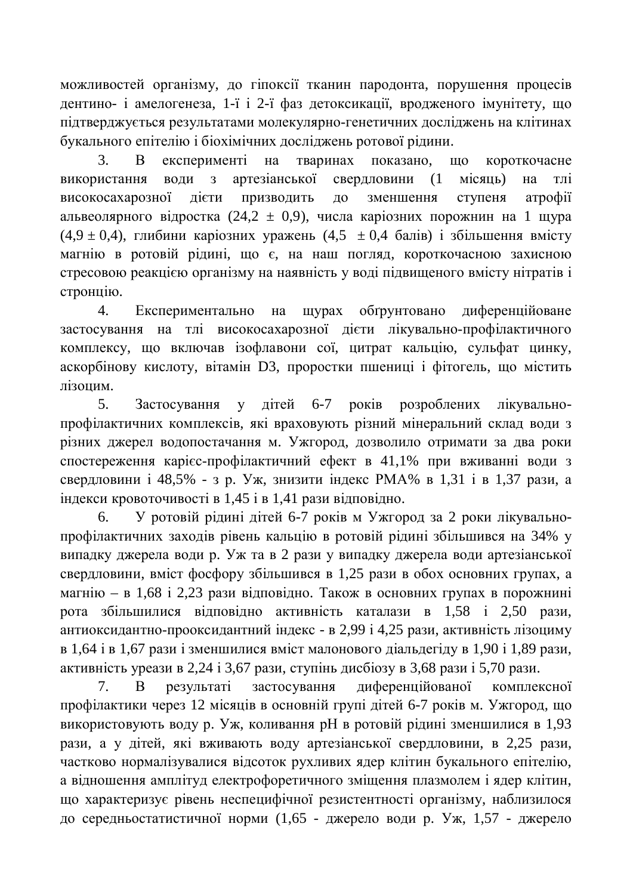можливостей організму, до гіпоксії тканин пародонта, порушення процесів дентино- і амелогенеза, 1-ї і 2-ї фаз детоксикації, вродженого імунітету, що підтверджується результатами молекулярно-генетичних досліджень на клітинах букального епітелію і біохімічних досліджень ротової рідини.

3. В експерименті на тваринах показано, що короткочасне використання води з артезіанської свердловини (1 місяць) на тлі висококосахарозної дієти призводить до зменшення ступеня атрофії альвеолярного відростка (24,2 ± 0,9), числа каріозних порожнин на 1 щура (4,9 ± 0,4), глибини каріозних уражень (4,5 ± 0,4 балів) і збільшення вмісту магнію в ротовій рідині, що є, на наш погляд, короткочасною захисною стресовою реакцією організму на наявність у воді підвищеного вмісту нітратів і стронцію.

4. Експериментально на щурах обґрунтовано диференційоване застосування на тлі висококосахарозної дієти лікувально-профілактичного комплексу, що включав ізофлавони сої, цитрат кальцію, сульфат цинку, аскорбінову кислоту, вітамін D3, проростки пшениці і фітогель, що містить лізоцим.

5. Застосування у дітей 6-7 років розроблених лікувально-профілактичних комплексів, які враховують різний мінеральний склад води з різних джерел водопостачання м. Ужгород, дозволило отримати за два роки спостереження карієс-профілактичний ефект в 41,1% при вживанні води з свердловини і 48,5% - з р. Уж, знизити індекс РМА% в 1,31 і в 1,37 рази, а індекси кровоточивості в 1,45 і в 1,41 рази відповідно.

6. У ротовій рідині дітей 6-7 років м Ужгород за 2 роки лікувально-профілактичних заходів рівень кальцію в ротовій рідині збільшився на 34% у випадку джерела води р. Уж та в 2 рази у випадку джерела води артезіанської свердловини, вміст фосфору збільшився в 1,25 рази в обох основних групах, а магнію – в 1,68 і 2,23 рази відповідно. Також в основних групах в порожнині рота збільшилися відповідно активність каталази в 1,58 і 2,50 рази, антиоксидантно-прооксидантний індекс - в 2,99 і 4,25 рази, активність лізоциму в 1,64 і в 1,67 рази і зменшилися вміст малонового діальдегіду в 1,90 і 1,89 рази, активність уреази в 2,24 і 3,67 рази, ступінь дисбіозу в 3,68 рази і 5,70 рази.

7. В результаті застосування диференційованої комплексної профілактики через 12 місяців в основній групі дітей 6-7 років м. Ужгород, що використовують воду р. Уж, коливання рН в ротовій рідині зменшилися в 1,93 рази, а у дітей, які вживають воду артезіанської свердловини, в 2,25 рази, частково нормалізувалися відсоток рухливих ядер клітин букального епітелію, а відношення амплітуд електрофоретичного зміщення плазмолем і ядер клітин, що характеризує рівень неспецифічної резистентності організму, наблизилося до середньостатистичної норми (1,65 - джерело води р. Уж, 1,57 - джерело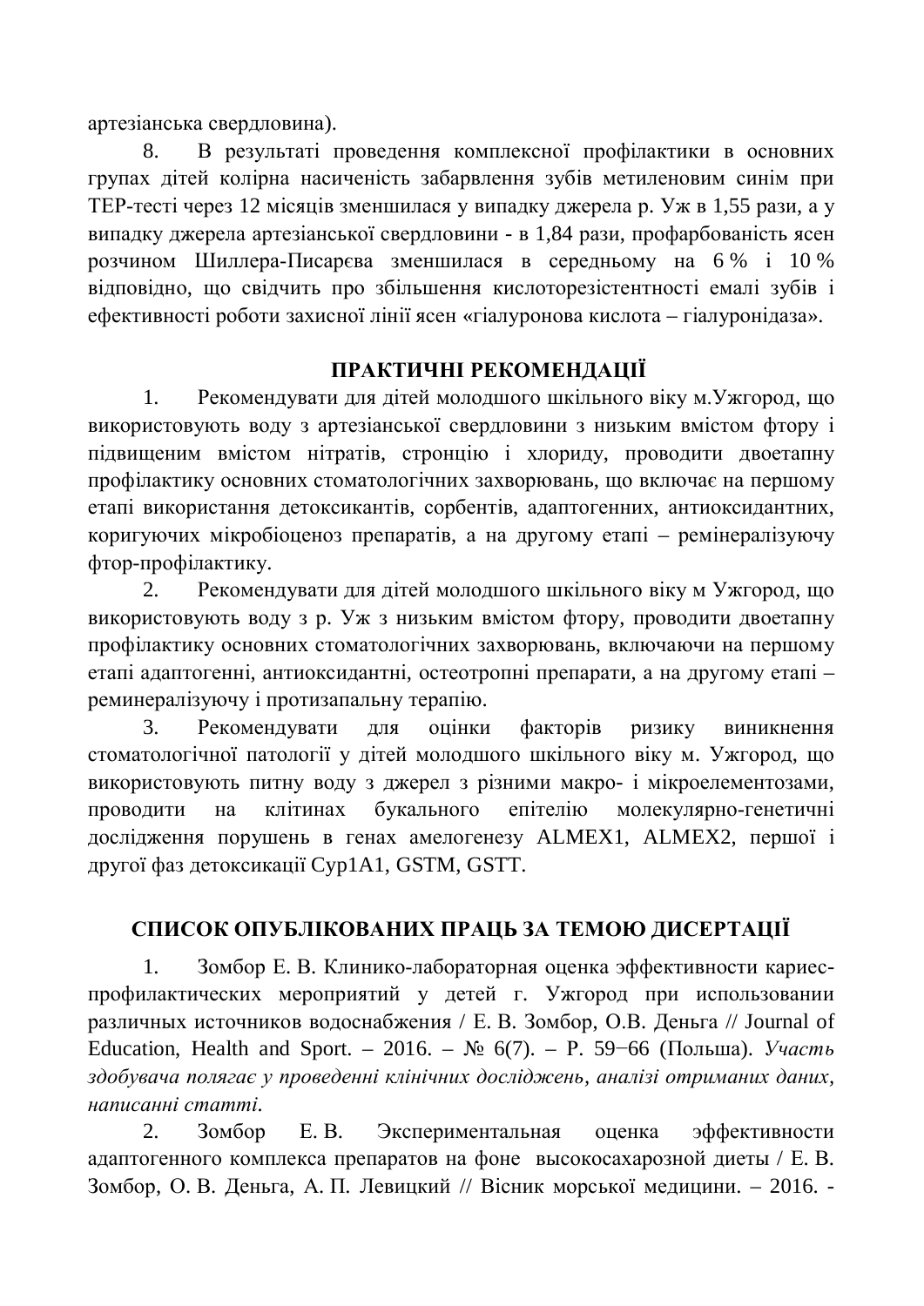артезіанська свердловина).

8. В результаті проведення комплексної профілактики в основних групах дітей колірна насиченість забарвлення зубів метиленовим синім при ТЕР-тесті через 12 місяців зменшилася у випадку джерела р. Уж в 1,55 рази, а у випадку джерела артезіанської свердловини - в 1,84 рази, профарбованість ясен розчином Шиллера-Писарєва зменшилася в середньому на 6 % і 10 % відповідно, що свідчить про збільшення кислоторезістентності емалі зубів і ефективності роботи захисної лінії ясен «гіалуронова кислота – гіалуронідаза».

## ПРАКТИЧНІ РЕКОМЕНДАЦІЇ

1. Рекомендувати для дітей молодшого шкільного віку м.Ужгород, що використовують воду з артезіанської свердловини з низьким вмістом фтору і підвищеним вмістом нітратів, стронцію і хлориду, проводити двоетапну профілактику основних стоматологічних захворювань, що включає на першому етапі використання детоксикантів, сорбентів, адаптогенних, антиоксидантних, коригуючих мікробіоценоз препаратів, а на другому етапі – ремінералізуючу фтор-профілактику.

2. Рекомендувати для дітей молодшого шкільного віку м Ужгород, що використовують воду з р. Уж з низьким вмістом фтору, проводити двоетапну профілактику основних стоматологічних захворювань, включаючи на першому етапі адаптогенні, антиоксидантні, остеотропні препарати, а на другому етапі – реминералізуючу і протизапальну терапію.

3. Рекомендувати для оцінки факторів ризику виникнення стоматологічної патології у дітей молодшого шкільного віку м. Ужгород, що використовують питну воду з джерел з різними макро- і мікроелементозами, проводити на клітинах букального епітелію молекулярно-генетичні дослідження порушень в генах амелогенезу ALMEX1, ALMEX2, першої і другої фаз детоксикації Cyp1A1, GSTM, GSTT.

## СПИСОК ОПУБЛІКОВАНИХ ПРАЦЬ ЗА ТЕМОЮ ДИСЕРТАЦІЇ

1. Зомбор Е. В. Клинико-лабораторная оценка эффективности кариес-профилактических мероприятий у детей г. Ужгород при использовании различных источников водоснабжения / Е. В. Зомбор, О.В. Деньга // Journal of Education, Health and Sport. – 2016. – № 6(7). – P. 59−66 (Польша). *Участь здобувача полягає у проведенні клінічних досліджень, аналізі отриманих даних, написанні статті.*

2. Зомбор Е. В. Экспериментальная оценка эффективности адаптогенного комплекса препаратов на фоне высокосахарозной диеты / Е. В. Зомбор, О. В. Деньга, А. П. Левицкий // Вісник морської медицини. – 2016. -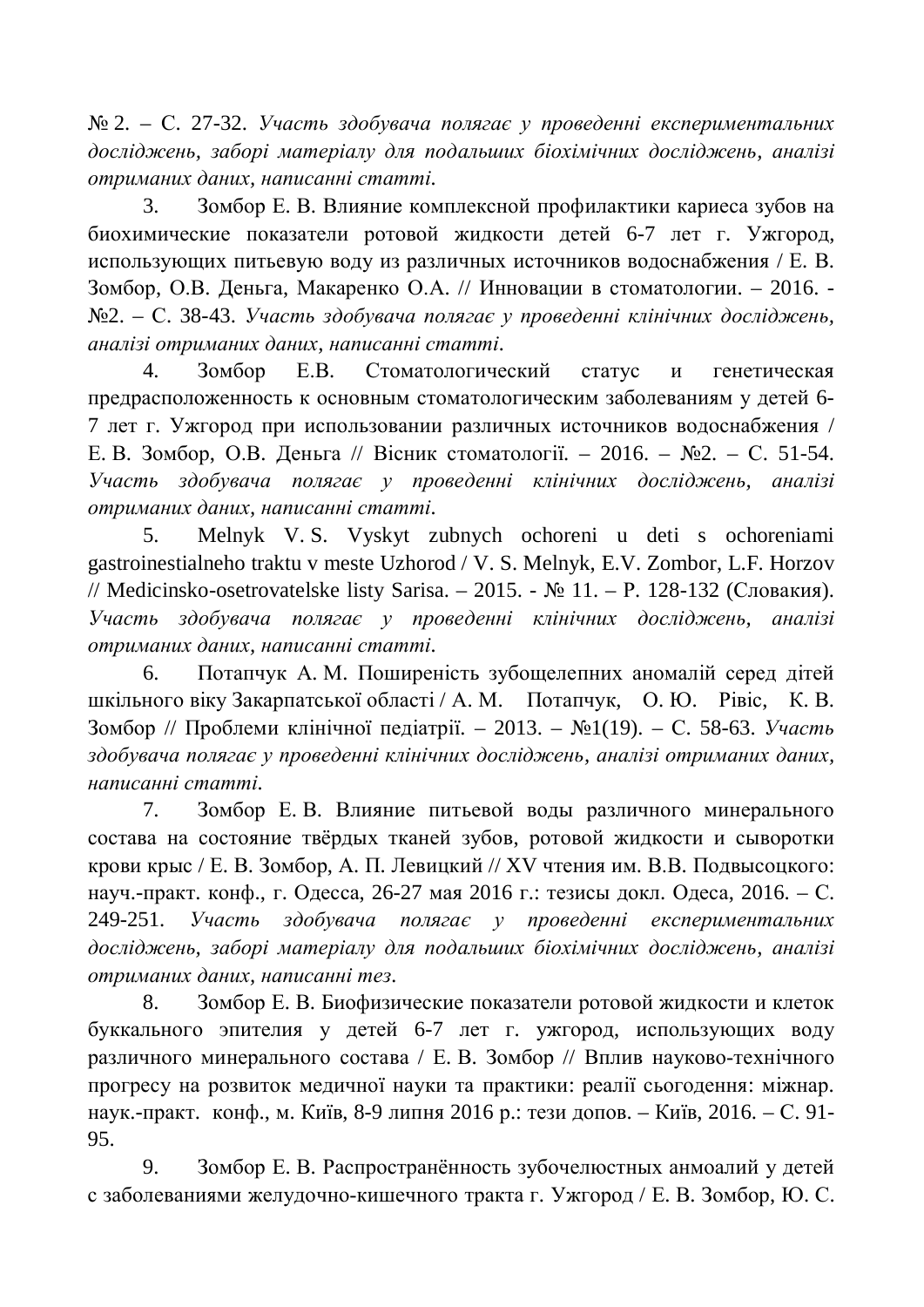№ 2. – С. 27-32. *Участь здобувача полягає у проведенні експериментальних досліджень, заборі матеріалу для подальших біохімічних досліджень, аналізі отриманих даних, написанні статті.*

3. Зомбор Е. В. Влияние комплексной профилактики кариеса зубов на биохимические показатели ротовой жидкости детей 6-7 лет г. Ужгород, использующих питьевую воду из различных источников водоснабжения / Е. В. Зомбор, О.В. Деньга, Макаренко О.А. // Инновации в стоматологии. – 2016. - №2. – С. 38-43. *Участь здобувача полягає у проведенні клінічних досліджень, аналізі отриманих даних, написанні статті.*

4. Зомбор Е.В. Стоматологический статус и генетическая предрасположенность к основным стоматологическим заболеваниям у детей 6-7 лет г. Ужгород при использовании различных источников водоснабжения / Е. В. Зомбор, О.В. Деньга // Вісник стоматології. – 2016. – №2. – С. 51-54. *Участь здобувача полягає у проведенні клінічних досліджень, аналізі отриманих даних, написанні статті.*

5. Melnyk V. S. Vyskyt zubnych ochoreni u deti s ochoreniami gastroinestialneho traktu v meste Uzhorod / V. S. Melnyk, E.V. Zombor, L.F. Horzov // Medicinsko-osetrovatelske listy Sarisa. – 2015. - № 11. – P. 128-132 (Словакия). *Участь здобувача полягає у проведенні клінічних досліджень, аналізі отриманих даних, написанні статті.*

6. Потапчук А. М. Поширеність зубощелепних аномалій серед дітей шкільного віку Закарпатської області / А. М. Потапчук, О. Ю. Рівіс, К. В. Зомбор // Проблеми клінічної педіатрії. – 2013. – №1(19). – С. 58-63. *Участь здобувача полягає у проведенні клінічних досліджень, аналізі отриманих даних, написанні статті.*

7. Зомбор Е. В. Влияние питьевой воды различного минерального состава на состояние твёрдых тканей зубов, ротовой жидкости и сыворотки крови крыс / Е. В. Зомбор, А. П. Левицкий // XV чтения им. В.В. Подвысоцкого: науч.-практ. конф., г. Одесса, 26-27 мая 2016 г.: тезисы докл. Одеса, 2016. – С. 249-251. *Участь здобувача полягає у проведенні експериментальних досліджень, заборі матеріалу для подальших біохімічних досліджень, аналізі отриманих даних, написанні тез.*

8. Зомбор Е. В. Биофизические показатели ротовой жидкости и клеток буккального эпителия у детей 6-7 лет г. ужгород, использующих воду различного минерального состава / Е. В. Зомбор // Вплив науково-технічного прогресу на розвиток медичної науки та практики: реалії сьогодення: міжнар. наук.-практ. конф., м. Київ, 8-9 липня 2016 р.: тези допов. – Київ, 2016. – С. 91-95.

9. Зомбор Е. В. Распространённость зубочелюстных анмоалий у детей с заболеваниями желудочно-кишечного тракта г. Ужгород / Е. В. Зомбор, Ю. С.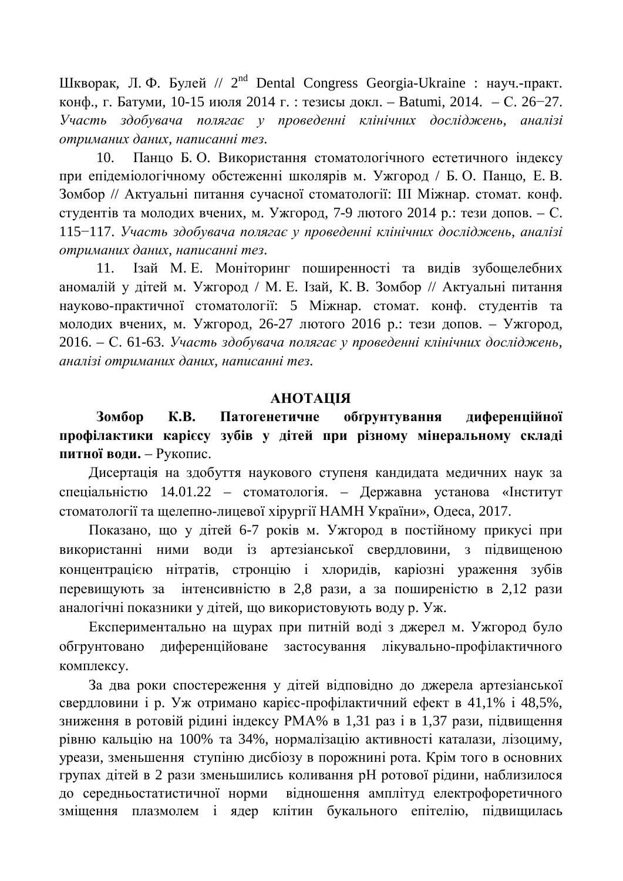Шкворак, Л. Ф. Булей // 2nd Dental Congress Georgia-Ukraine : науч.-практ. конф., г. Батуми, 10-15 июля 2014 г. : тезисы докл. – Batumi, 2014. – С. 26−27. *Участь здобувача полягає у проведенні клінічних досліджень, аналізі отриманих даних, написанні тез.*

10. Панцо Б. О. Використання стоматологічного естетичного індексу при епідеміологічному обстеженні школярів м. Ужгород / Б. О. Панцо, Е. В. Зомбор // Актуальні питання сучасної стоматології: III Міжнар. стомат. конф. студентів та молодих вчених, м. Ужгород, 7-9 лютого 2014 р.: тези допов. – С. 115−117. *Участь здобувача полягає у проведенні клінічних досліджень, аналізі отриманих даних, написанні тез.*

11. Ізай М. Е. Моніторинг поширенності та видів зубощелебних аномалій у дітей м. Ужгород / М. Е. Ізай, К. В. Зомбор // Актуальні питання науково-практичної стоматології: 5 Міжнар. стомат. конф. студентів та молодих вчених, м. Ужгород, 26-27 лютого 2016 р.: тези допов. – Ужгород, 2016. – С. 61-63. *Участь здобувача полягає у проведенні клінічних досліджень, аналізі отриманих даних, написанні тез.*

## АНОТАЦІЯ

**Зомбор К.В. Патогенетичне обгрунтування диференційної профілактики карієсу зубів у дітей при різному мінеральному складі питної води.** – Рукопис.

Дисертація на здобуття наукового ступеня кандидата медичних наук за спеціальністю 14.01.22 – стоматологія. – Державна установа «Інститут стоматології та щелепно-лицевої хірургії НАМН України», Одеса, 2017.

Показано, що у дітей 6-7 років м. Ужгород в постійному прикусі при використанні ними води із артезіанської свердловини, з підвищеною концентрацією нітратів, стронцію і хлоридів, каріозні ураження зубів перевищують за інтенсивністю в 2,8 рази, а за поширеністю в 2,12 рази аналогічні показники у дітей, що використовують воду р. Уж.

Експериментально на щурах при питній воді з джерел м. Ужгород було обгрунтовано диференційоване застосування лікувально-профілактичного комплексу.

За два роки спостереження у дітей відповідно до джерела артезіанської свердловини і р. Уж отримано карієс-профілактичний ефект в 41,1% і 48,5%, зниження в ротовій рідині індексу РМА% в 1,31 раз і в 1,37 рази, підвищення рівню кальцію на 100% та 34%, нормалізацію активності каталази, лізоциму, уреази, зменьшення ступіню дисбіозу в порожнині рота. Крім того в основних групах дітей в 2 рази зменьшились коливання рН ротової рідини, наблизилося до середньостатистичної норми відношення амплітуд електрофоретичного зміщення плазмолем і ядер клітин букального епітелію, підвищилась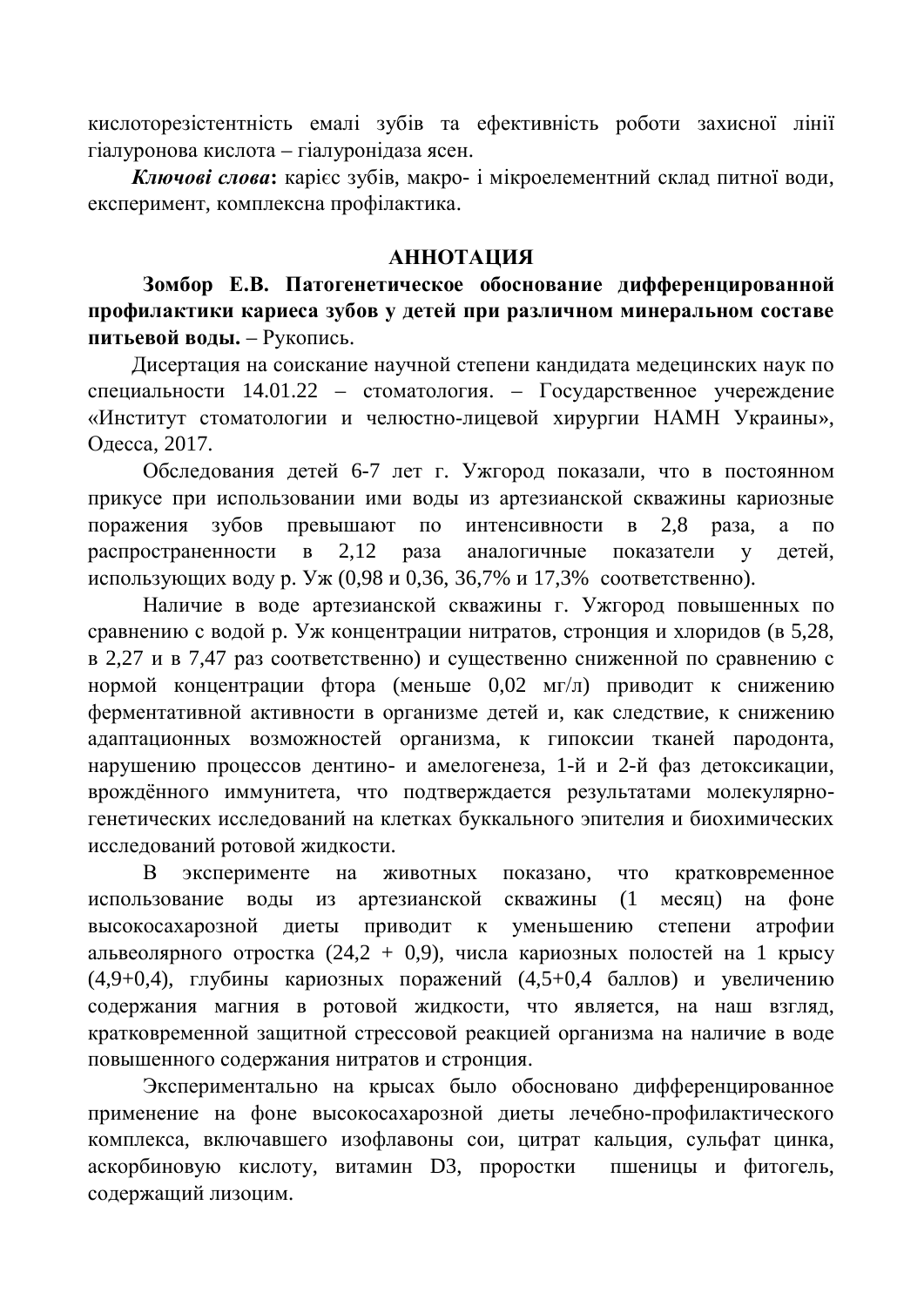кислоторезістентність емалі зубів та ефективність роботи захисної лінії гіалуронова кислота – гіалуронідаза ясен.

***Ключові слова*****:** карієс зубів, макро- і мікроелементний склад питної води, експеримент, комплексна профілактика.

## АННОТАЦИЯ

**Зомбор Е.В. Патогенетическое обоснование дифференцированной профилактики кариеса зубов у детей при различном минеральном составе питьевой воды.** – Рукопись.

Дисертация на соискание научной степени кандидата медецинских наук по специальности 14.01.22 – стоматология. – Государственное учереждение «Институт стоматологии и челюстно-лицевой хирургии НАМН Украины», Одесса, 2017.

Обследования детей 6-7 лет г. Ужгород показали, что в постоянном прикусе при использовании ими воды из артезианской скважины кариозные поражения зубов превышают по интенсивности в 2,8 раза, а по распространенности в 2,12 раза аналогичные показатели у детей, использующих воду р. Уж (0,98 и 0,36, 36,7% и 17,3% соответственно).

Наличие в воде артезианской скважины г. Ужгород повышенных по сравнению с водой р. Уж концентрации нитратов, стронция и хлоридов (в 5,28, в 2,27 и в 7,47 раз соответственно) и существенно сниженной по сравнению с нормой концентрации фтора (меньше 0,02 мг/л) приводит к снижению ферментативной активности в организме детей и, как следствие, к снижению адаптационных возможностей организма, к гипоксии тканей пародонта, нарушению процессов дентино- и амелогенеза, 1-й и 2-й фаз детоксикации, врождённого иммунитета, что подтверждается результатами молекулярно-генетических исследований на клетках буккального эпителия и биохимических исследований ротовой жидкости.

В эксперименте на животных показано, что кратковременное использование воды из артезианской скважины (1 месяц) на фоне высокосахарозной диеты приводит к уменьшению степени атрофии альвеолярного отростка (24,2 + 0,9), числа кариозных полостей на 1 крысу (4,9+0,4), глубины кариозных поражений (4,5+0,4 баллов) и увеличению содержания магния в ротовой жидкости, что является, на наш взгляд, кратковременной защитной стрессовой реакцией организма на наличие в воде повышенного содержания нитратов и стронция.

Экспериментально на крысах было обосновано дифференцированное применение на фоне высокосахарозной диеты лечебно-профилактического комплекса, включавшего изофлавоны сои, цитрат кальция, сульфат цинка, аскорбиновую кислоту, витамин D3, проростки пшеницы и фитогель, содержащий лизоцим.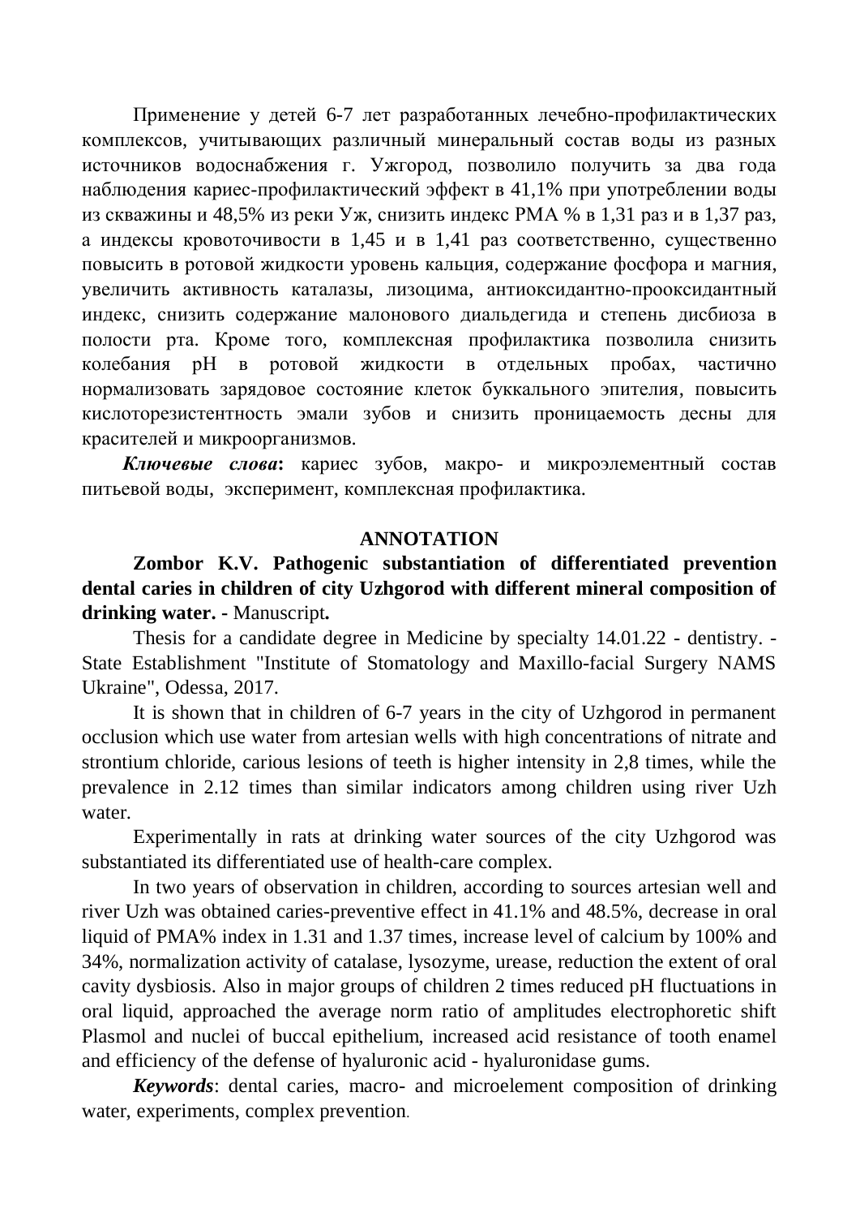Применение у детей 6-7 лет разработанных лечебно-профилактических комплексов, учитывающих различный минеральный состав воды из разных источников водоснабжения г. Ужгород, позволило получить за два года наблюдения кариес-профилактический эффект в 41,1% при употреблении воды из скважины и 48,5% из реки Уж, снизить индекс РМА % в 1,31 раз и в 1,37 раз, а индексы кровоточивости в 1,45 и в 1,41 раз соответственно, существенно повысить в ротовой жидкости уровень кальция, содержание фосфора и магния, увеличить активность каталазы, лизоцима, антиоксидантно-прооксидантный индекс, снизить содержание малонового диальдегида и степень дисбиоза в полости рта. Кроме того, комплексная профилактика позволила снизить колебания pH в ротовой жидкости в отдельных пробах, частично нормализовать зарядовое состояние клеток буккального эпителия, повысить кислоторезистентность эмали зубов и снизить проницаемость десны для красителей и микроорганизмов.

***Ключевые слова***: кариес зубов, макро- и микроэлементный состав питьевой воды, эксперимент, комплексная профилактика.

## ANNOTATION

**Zombor K.V. Pathogenic substantiation of differentiated prevention dental caries in children of city Uzhgorod with different mineral composition of drinking water. -** Manuscript**.**

Thesis for a candidate degree in Medicine by specialty 14.01.22 - dentistry. - State Establishment "Institute of Stomatology and Maxillo-facial Surgery NAMS Ukraine", Odessa, 2017.

It is shown that in children of 6-7 years in the city of Uzhgorod in permanent occlusion which use water from artesian wells with high concentrations of nitrate and strontium chloride, carious lesions of teeth is higher intensity in 2,8 times, while the prevalence in 2.12 times than similar indicators among children using river Uzh water.

Experimentally in rats at drinking water sources of the city Uzhgorod was substantiated its differentiated use of health-care complex.

In two years of observation in children, according to sources artesian well and river Uzh was obtained caries-preventive effect in 41.1% and 48.5%, decrease in oral liquid of PMA% index in 1.31 and 1.37 times, increase level of calcium by 100% and 34%, normalization activity of catalase, lysozyme, urease, reduction the extent of oral cavity dysbiosis. Also in major groups of children 2 times reduced pH fluctuations in oral liquid, approached the average norm ratio of amplitudes electrophoretic shift Plasmol and nuclei of buccal epithelium, increased acid resistance of tooth enamel and efficiency of the defense of hyaluronic acid - hyaluronidase gums.

***Keywords***: dental caries, macro- and microelement composition of drinking water, experiments, complex prevention.